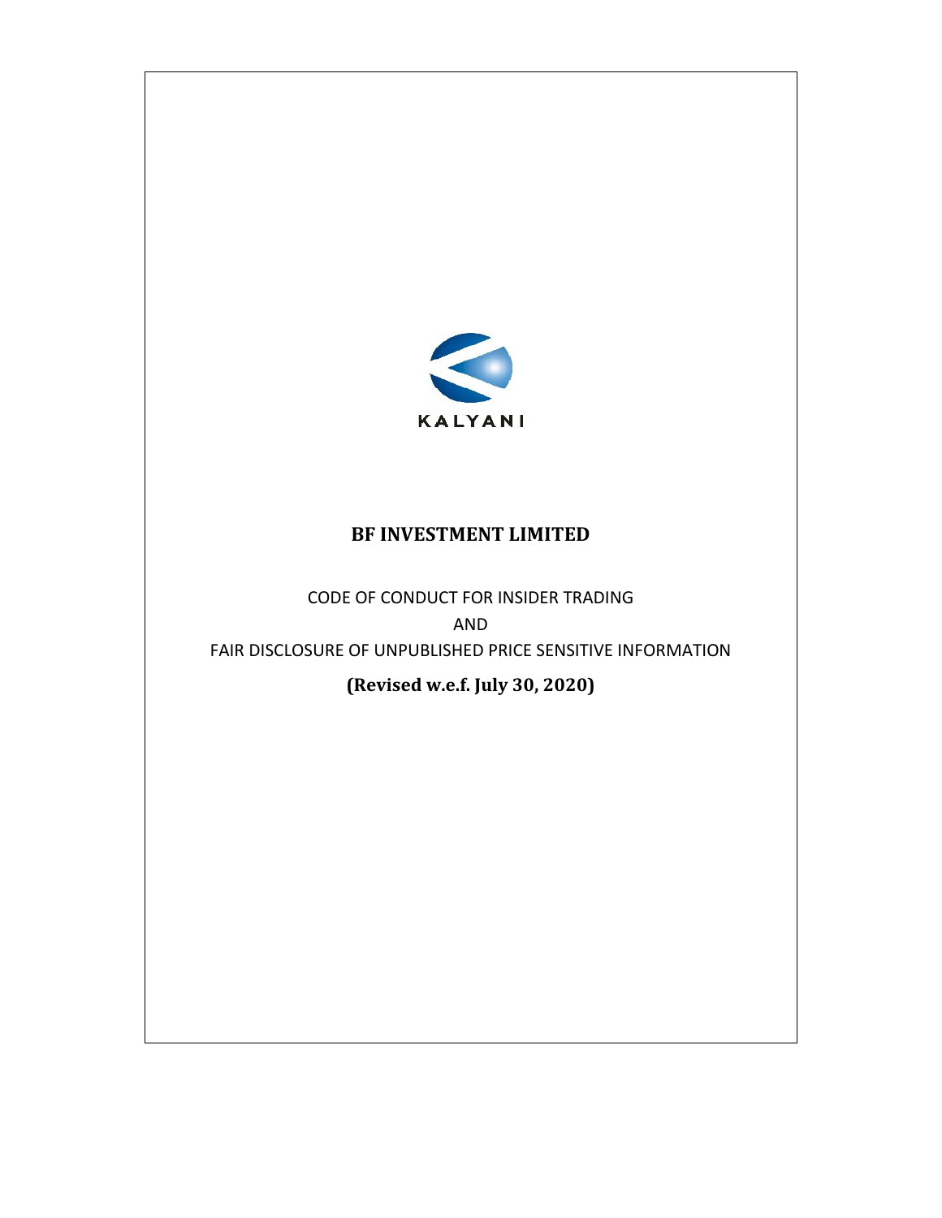KALYANI

# BF INVESTMENT LIMITED

CODE OF CONDUCT FOR INSIDER TRADING

AND

FAIR DISCLOSURE OF UNPUBLISHED PRICE SENSITIVE INFORMATION

**(Revised w.e.f. July 30, 2020)**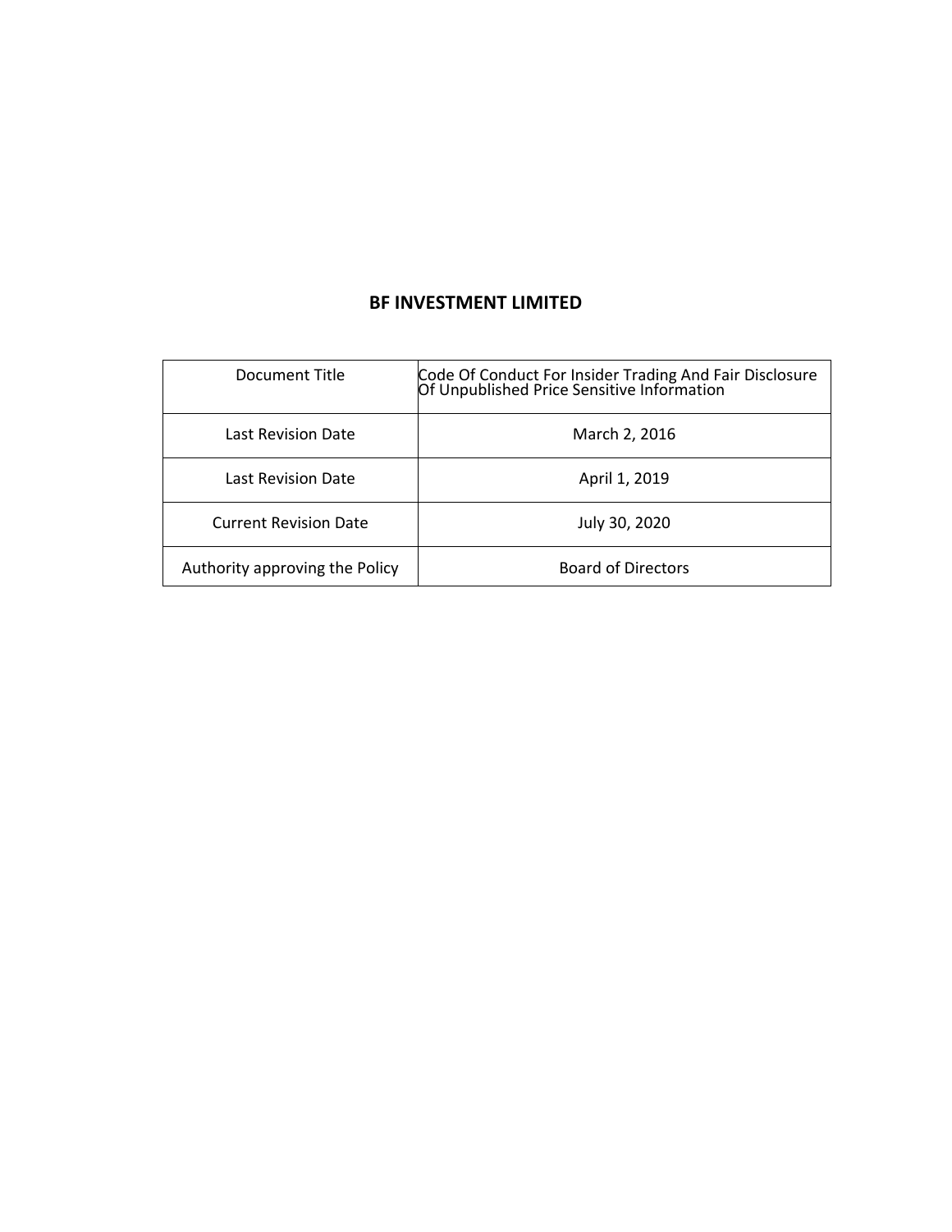**BF INVESTMENT LIMITED**

| Document Title | Code Of Conduct For Insider Trading And Fair Disclosure Of Unpublished Price Sensitive Information |
|---|---|
| Last Revision Date | March 2, 2016 |
| Last Revision Date | April 1, 2019 |
| Current Revision Date | July 30, 2020 |
| Authority approving the Policy | Board of Directors |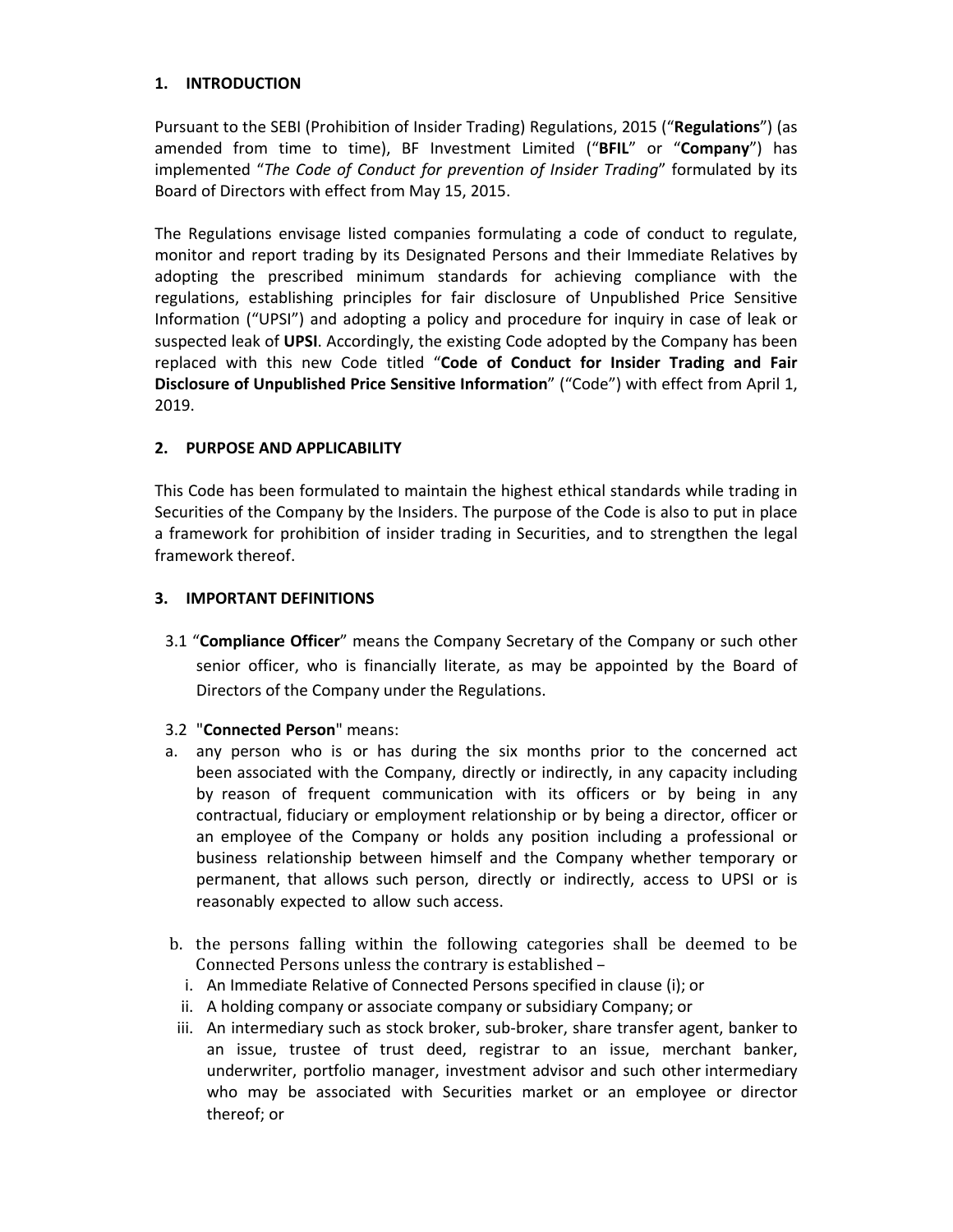## 1. INTRODUCTION

Pursuant to the SEBI (Prohibition of Insider Trading) Regulations, 2015 ("**Regulations**") (as amended from time to time), BF Investment Limited ("**BFIL**" or "**Company**") has implemented "*The Code of Conduct for prevention of Insider Trading*" formulated by its Board of Directors with effect from May 15, 2015.

The Regulations envisage listed companies formulating a code of conduct to regulate, monitor and report trading by its Designated Persons and their Immediate Relatives by adopting the prescribed minimum standards for achieving compliance with the regulations, establishing principles for fair disclosure of Unpublished Price Sensitive Information ("UPSI") and adopting a policy and procedure for inquiry in case of leak or suspected leak of **UPSI**. Accordingly, the existing Code adopted by the Company has been replaced with this new Code titled "**Code of Conduct for Insider Trading and Fair Disclosure of Unpublished Price Sensitive Information**" ("Code") with effect from April 1, 2019.

## 2. PURPOSE AND APPLICABILITY

This Code has been formulated to maintain the highest ethical standards while trading in Securities of the Company by the Insiders. The purpose of the Code is also to put in place a framework for prohibition of insider trading in Securities, and to strengthen the legal framework thereof.

## 3. IMPORTANT DEFINITIONS

3.1 "**Compliance Officer**" means the Company Secretary of the Company or such other senior officer, who is financially literate, as may be appointed by the Board of Directors of the Company under the Regulations.

3.2 "**Connected Person**" means:

a. any person who is or has during the six months prior to the concerned act been associated with the Company, directly or indirectly, in any capacity including by reason of frequent communication with its officers or by being in any contractual, fiduciary or employment relationship or by being a director, officer or an employee of the Company or holds any position including a professional or business relationship between himself and the Company whether temporary or permanent, that allows such person, directly or indirectly, access to UPSI or is reasonably expected to allow such access.

b. the persons falling within the following categories shall be deemed to be Connected Persons unless the contrary is established –
   i. An Immediate Relative of Connected Persons specified in clause (i); or
   ii. A holding company or associate company or subsidiary Company; or
   iii. An intermediary such as stock broker, sub-broker, share transfer agent, banker to an issue, trustee of trust deed, registrar to an issue, merchant banker, underwriter, portfolio manager, investment advisor and such other intermediary who may be associated with Securities market or an employee or director thereof; or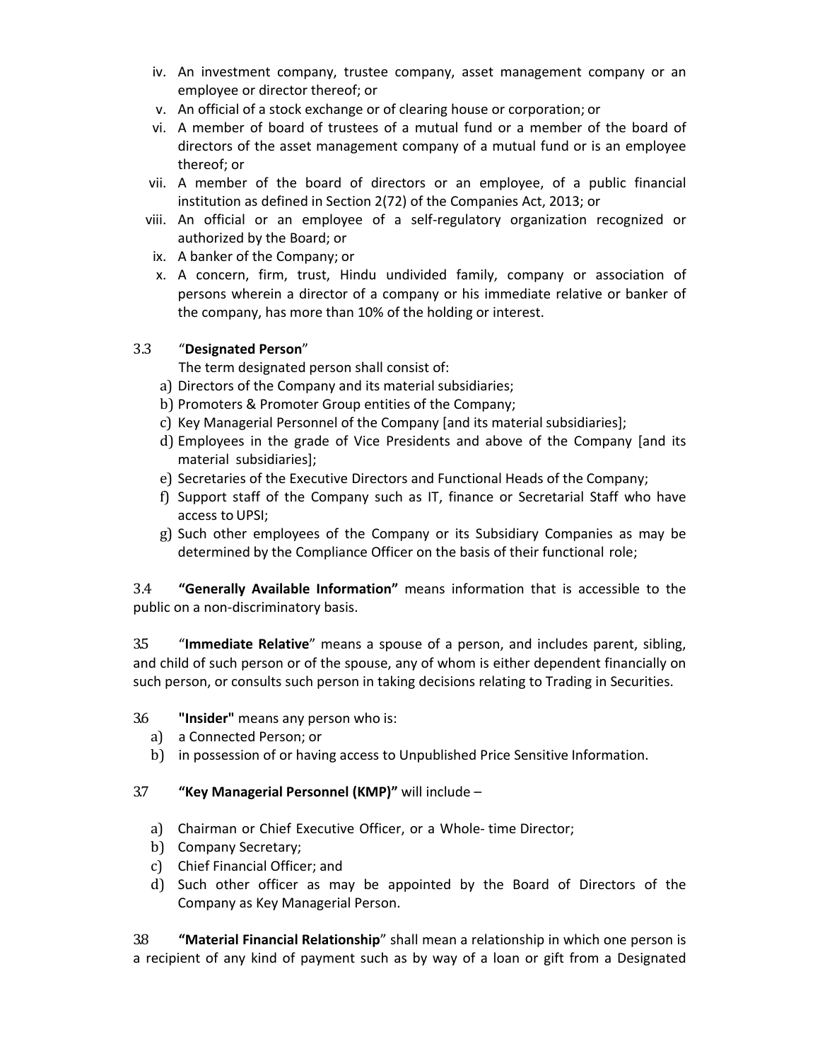iv. An investment company, trustee company, asset management company or an employee or director thereof; or
v. An official of a stock exchange or of clearing house or corporation; or
vi. A member of board of trustees of a mutual fund or a member of the board of directors of the asset management company of a mutual fund or is an employee thereof; or
vii. A member of the board of directors or an employee, of a public financial institution as defined in Section 2(72) of the Companies Act, 2013; or
viii. An official or an employee of a self-regulatory organization recognized or authorized by the Board; or
ix. A banker of the Company; or
x. A concern, firm, trust, Hindu undivided family, company or association of persons wherein a director of a company or his immediate relative or banker of the company, has more than 10% of the holding or interest.

3.3 "**Designated Person**"

The term designated person shall consist of:

a) Directors of the Company and its material subsidiaries;
b) Promoters & Promoter Group entities of the Company;
c) Key Managerial Personnel of the Company [and its material subsidiaries];
d) Employees in the grade of Vice Presidents and above of the Company [and its material subsidiaries];
e) Secretaries of the Executive Directors and Functional Heads of the Company;
f) Support staff of the Company such as IT, finance or Secretarial Staff who have access to UPSI;
g) Such other employees of the Company or its Subsidiary Companies as may be determined by the Compliance Officer on the basis of their functional role;

3.4 **"Generally Available Information"** means information that is accessible to the public on a non-discriminatory basis.

3.5 "**Immediate Relative**" means a spouse of a person, and includes parent, sibling, and child of such person or of the spouse, any of whom is either dependent financially on such person, or consults such person in taking decisions relating to Trading in Securities.

3.6 **"Insider"** means any person who is:

a) a Connected Person; or
b) in possession of or having access to Unpublished Price Sensitive Information.

3.7 **"Key Managerial Personnel (KMP)"** will include –

a) Chairman or Chief Executive Officer, or a Whole- time Director;
b) Company Secretary;
c) Chief Financial Officer; and
d) Such other officer as may be appointed by the Board of Directors of the Company as Key Managerial Person.

3.8 **"Material Financial Relationship**" shall mean a relationship in which one person is a recipient of any kind of payment such as by way of a loan or gift from a Designated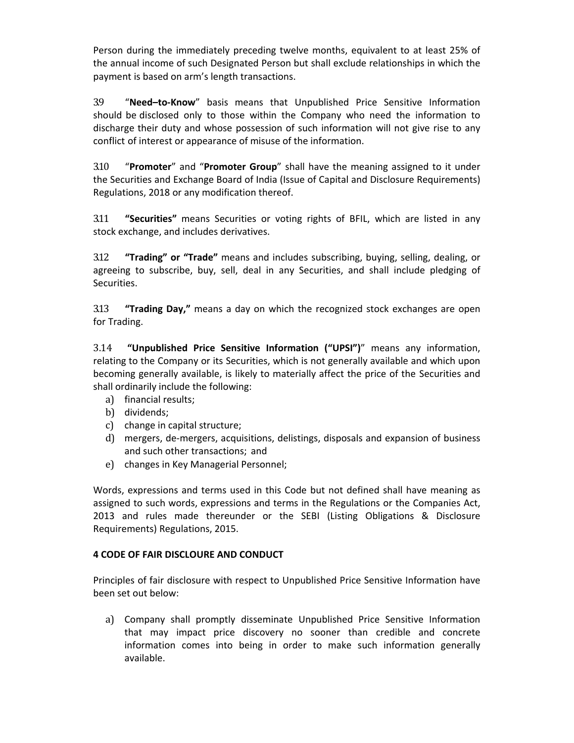Person during the immediately preceding twelve months, equivalent to at least 25% of the annual income of such Designated Person but shall exclude relationships in which the payment is based on arm's length transactions.

3.9 "**Need–to-Know**" basis means that Unpublished Price Sensitive Information should be disclosed only to those within the Company who need the information to discharge their duty and whose possession of such information will not give rise to any conflict of interest or appearance of misuse of the information.

3.10 "**Promoter**" and "**Promoter Group**" shall have the meaning assigned to it under the Securities and Exchange Board of India (Issue of Capital and Disclosure Requirements) Regulations, 2018 or any modification thereof.

3.11 **"Securities"** means Securities or voting rights of BFIL, which are listed in any stock exchange, and includes derivatives.

3.12 **"Trading" or "Trade"** means and includes subscribing, buying, selling, dealing, or agreeing to subscribe, buy, sell, deal in any Securities, and shall include pledging of Securities.

3.13 **"Trading Day,"** means a day on which the recognized stock exchanges are open for Trading.

3.14 **"Unpublished Price Sensitive Information ("UPSI")**" means any information, relating to the Company or its Securities, which is not generally available and which upon becoming generally available, is likely to materially affect the price of the Securities and shall ordinarily include the following:

a) financial results;
b) dividends;
c) change in capital structure;
d) mergers, de-mergers, acquisitions, delistings, disposals and expansion of business and such other transactions; and
e) changes in Key Managerial Personnel;

Words, expressions and terms used in this Code but not defined shall have meaning as assigned to such words, expressions and terms in the Regulations or the Companies Act, 2013 and rules made thereunder or the SEBI (Listing Obligations & Disclosure Requirements) Regulations, 2015.

**4 CODE OF FAIR DISCLOURE AND CONDUCT**

Principles of fair disclosure with respect to Unpublished Price Sensitive Information have been set out below:

a) Company shall promptly disseminate Unpublished Price Sensitive Information that may impact price discovery no sooner than credible and concrete information comes into being in order to make such information generally available.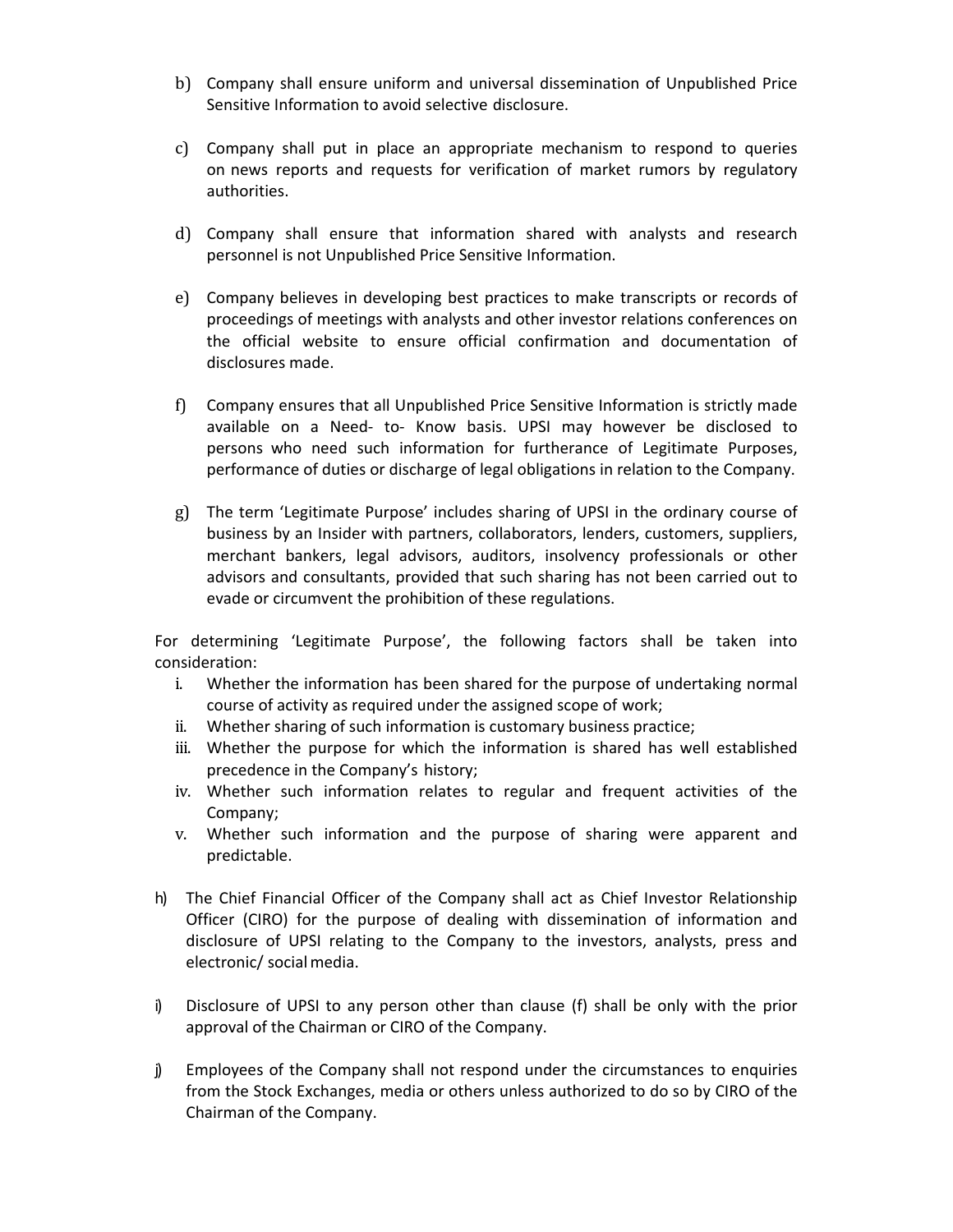b) Company shall ensure uniform and universal dissemination of Unpublished Price Sensitive Information to avoid selective disclosure.

c) Company shall put in place an appropriate mechanism to respond to queries on news reports and requests for verification of market rumors by regulatory authorities.

d) Company shall ensure that information shared with analysts and research personnel is not Unpublished Price Sensitive Information.

e) Company believes in developing best practices to make transcripts or records of proceedings of meetings with analysts and other investor relations conferences on the official website to ensure official confirmation and documentation of disclosures made.

f) Company ensures that all Unpublished Price Sensitive Information is strictly made available on a Need- to- Know basis. UPSI may however be disclosed to persons who need such information for furtherance of Legitimate Purposes, performance of duties or discharge of legal obligations in relation to the Company.

g) The term 'Legitimate Purpose' includes sharing of UPSI in the ordinary course of business by an Insider with partners, collaborators, lenders, customers, suppliers, merchant bankers, legal advisors, auditors, insolvency professionals or other advisors and consultants, provided that such sharing has not been carried out to evade or circumvent the prohibition of these regulations.

For determining 'Legitimate Purpose', the following factors shall be taken into consideration:

i. Whether the information has been shared for the purpose of undertaking normal course of activity as required under the assigned scope of work;
ii. Whether sharing of such information is customary business practice;
iii. Whether the purpose for which the information is shared has well established precedence in the Company's history;
iv. Whether such information relates to regular and frequent activities of the Company;
v. Whether such information and the purpose of sharing were apparent and predictable.

h) The Chief Financial Officer of the Company shall act as Chief Investor Relationship Officer (CIRO) for the purpose of dealing with dissemination of information and disclosure of UPSI relating to the Company to the investors, analysts, press and electronic/ social media.

i) Disclosure of UPSI to any person other than clause (f) shall be only with the prior approval of the Chairman or CIRO of the Company.

j) Employees of the Company shall not respond under the circumstances to enquiries from the Stock Exchanges, media or others unless authorized to do so by CIRO of the Chairman of the Company.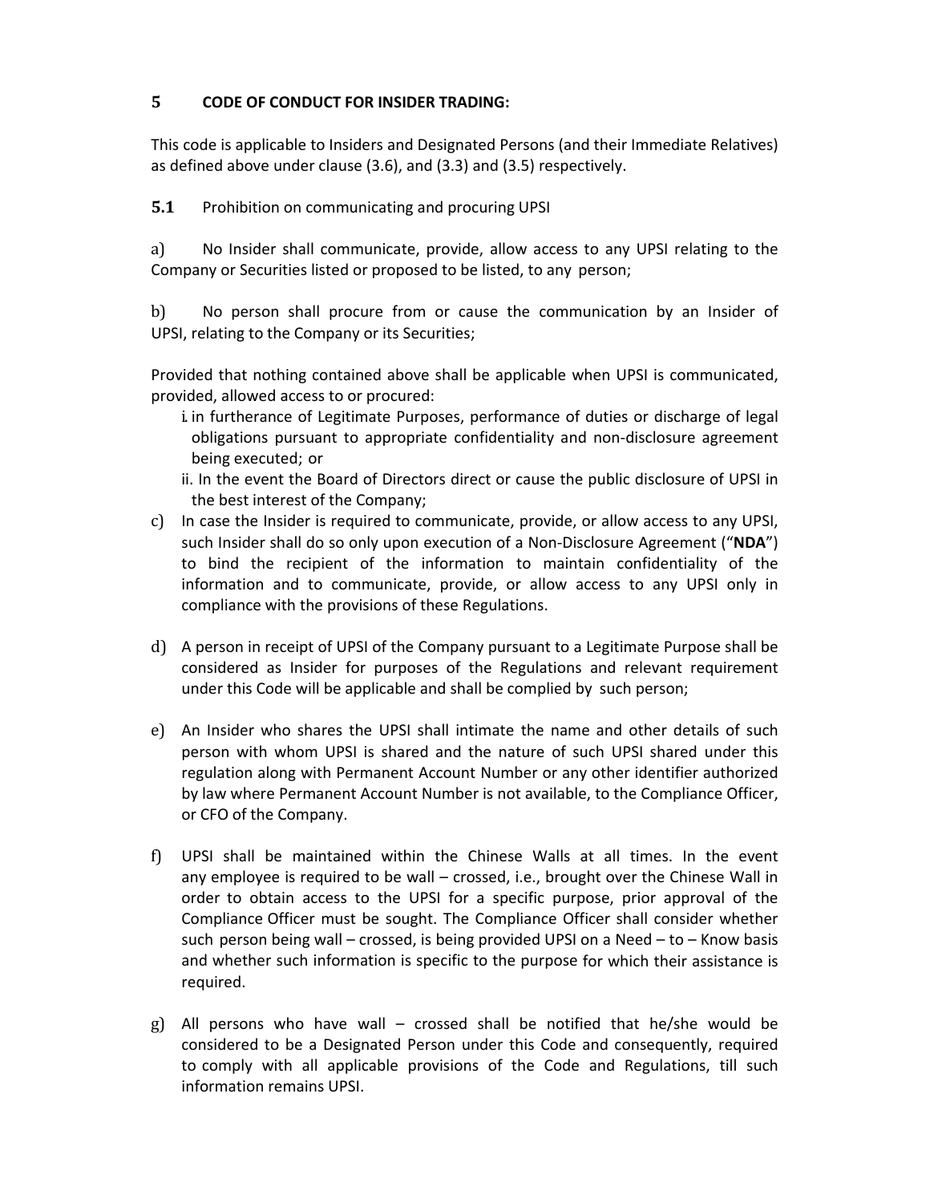## 5 CODE OF CONDUCT FOR INSIDER TRADING:

This code is applicable to Insiders and Designated Persons (and their Immediate Relatives) as defined above under clause (3.6), and (3.3) and (3.5) respectively.

### 5.1 Prohibition on communicating and procuring UPSI

a) No Insider shall communicate, provide, allow access to any UPSI relating to the Company or Securities listed or proposed to be listed, to any person;

b) No person shall procure from or cause the communication by an Insider of UPSI, relating to the Company or its Securities;

Provided that nothing contained above shall be applicable when UPSI is communicated, provided, allowed access to or procured:

i. in furtherance of Legitimate Purposes, performance of duties or discharge of legal obligations pursuant to appropriate confidentiality and non-disclosure agreement being executed; or

ii. In the event the Board of Directors direct or cause the public disclosure of UPSI in the best interest of the Company;

c) In case the Insider is required to communicate, provide, or allow access to any UPSI, such Insider shall do so only upon execution of a Non-Disclosure Agreement ("**NDA**") to bind the recipient of the information to maintain confidentiality of the information and to communicate, provide, or allow access to any UPSI only in compliance with the provisions of these Regulations.

d) A person in receipt of UPSI of the Company pursuant to a Legitimate Purpose shall be considered as Insider for purposes of the Regulations and relevant requirement under this Code will be applicable and shall be complied by such person;

e) An Insider who shares the UPSI shall intimate the name and other details of such person with whom UPSI is shared and the nature of such UPSI shared under this regulation along with Permanent Account Number or any other identifier authorized by law where Permanent Account Number is not available, to the Compliance Officer, or CFO of the Company.

f) UPSI shall be maintained within the Chinese Walls at all times. In the event any employee is required to be wall – crossed, i.e., brought over the Chinese Wall in order to obtain access to the UPSI for a specific purpose, prior approval of the Compliance Officer must be sought. The Compliance Officer shall consider whether such person being wall – crossed, is being provided UPSI on a Need – to – Know basis and whether such information is specific to the purpose for which their assistance is required.

g) All persons who have wall – crossed shall be notified that he/she would be considered to be a Designated Person under this Code and consequently, required to comply with all applicable provisions of the Code and Regulations, till such information remains UPSI.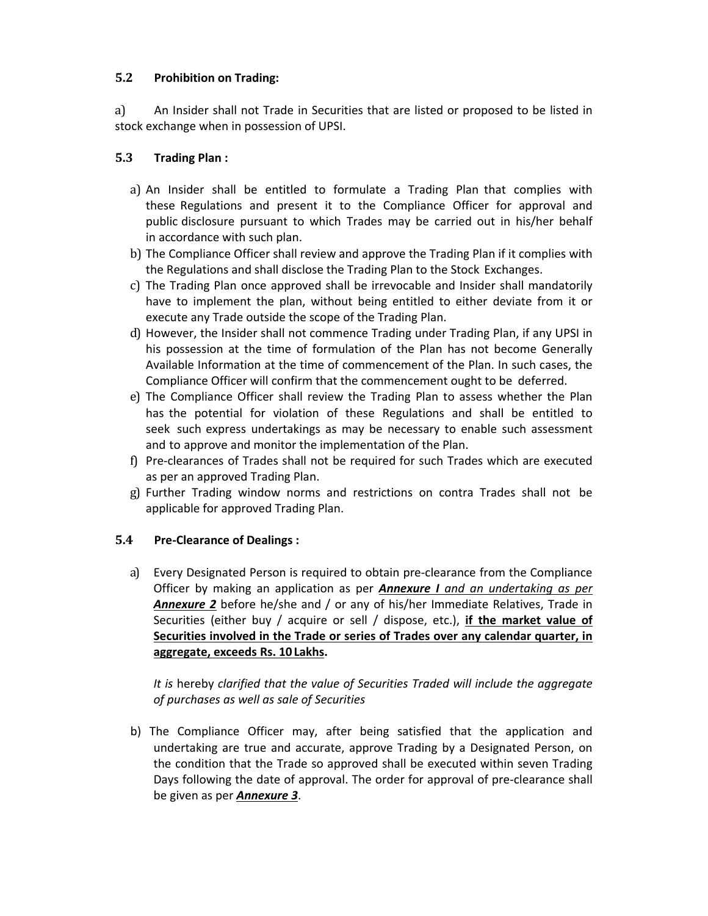### 5.2 Prohibition on Trading:

a) An Insider shall not Trade in Securities that are listed or proposed to be listed in stock exchange when in possession of UPSI.

### 5.3 Trading Plan :

a) An Insider shall be entitled to formulate a Trading Plan that complies with these Regulations and present it to the Compliance Officer for approval and public disclosure pursuant to which Trades may be carried out in his/her behalf in accordance with such plan.
b) The Compliance Officer shall review and approve the Trading Plan if it complies with the Regulations and shall disclose the Trading Plan to the Stock Exchanges.
c) The Trading Plan once approved shall be irrevocable and Insider shall mandatorily have to implement the plan, without being entitled to either deviate from it or execute any Trade outside the scope of the Trading Plan.
d) However, the Insider shall not commence Trading under Trading Plan, if any UPSI in his possession at the time of formulation of the Plan has not become Generally Available Information at the time of commencement of the Plan. In such cases, the Compliance Officer will confirm that the commencement ought to be deferred.
e) The Compliance Officer shall review the Trading Plan to assess whether the Plan has the potential for violation of these Regulations and shall be entitled to seek such express undertakings as may be necessary to enable such assessment and to approve and monitor the implementation of the Plan.
f) Pre-clearances of Trades shall not be required for such Trades which are executed as per an approved Trading Plan.
g) Further Trading window norms and restrictions on contra Trades shall not be applicable for approved Trading Plan.

### 5.4 Pre-Clearance of Dealings :

a) Every Designated Person is required to obtain pre-clearance from the Compliance Officer by making an application as per ***Annexure I*** *and an undertaking as per* ***Annexure 2*** before he/she and / or any of his/her Immediate Relatives, Trade in Securities (either buy / acquire or sell / dispose, etc.), **if the market value of Securities involved in the Trade or series of Trades over any calendar quarter, in aggregate, exceeds Rs. 10 Lakhs.**

   *It is* hereby *clarified that the value of Securities Traded will include the aggregate of purchases as well as sale of Securities*

b) The Compliance Officer may, after being satisfied that the application and undertaking are true and accurate, approve Trading by a Designated Person, on the condition that the Trade so approved shall be executed within seven Trading Days following the date of approval. The order for approval of pre-clearance shall be given as per ***Annexure 3***.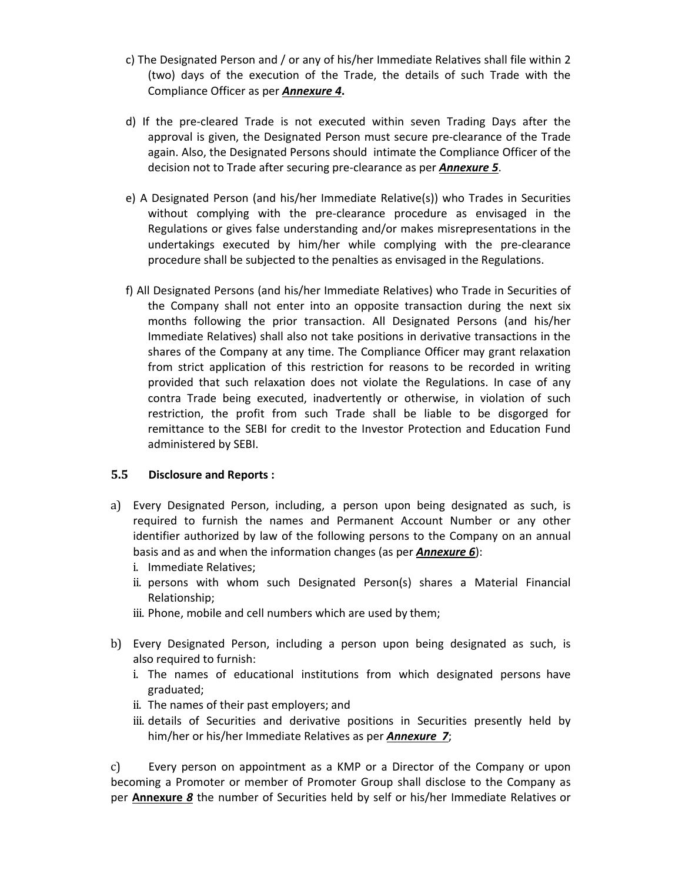c) The Designated Person and / or any of his/her Immediate Relatives shall file within 2 (two) days of the execution of the Trade, the details of such Trade with the Compliance Officer as per ***Annexure 4*.**

d) If the pre-cleared Trade is not executed within seven Trading Days after the approval is given, the Designated Person must secure pre-clearance of the Trade again. Also, the Designated Persons should intimate the Compliance Officer of the decision not to Trade after securing pre-clearance as per ***Annexure 5***.

e) A Designated Person (and his/her Immediate Relative(s)) who Trades in Securities without complying with the pre-clearance procedure as envisaged in the Regulations or gives false understanding and/or makes misrepresentations in the undertakings executed by him/her while complying with the pre-clearance procedure shall be subjected to the penalties as envisaged in the Regulations.

f) All Designated Persons (and his/her Immediate Relatives) who Trade in Securities of the Company shall not enter into an opposite transaction during the next six months following the prior transaction. All Designated Persons (and his/her Immediate Relatives) shall also not take positions in derivative transactions in the shares of the Company at any time. The Compliance Officer may grant relaxation from strict application of this restriction for reasons to be recorded in writing provided that such relaxation does not violate the Regulations. In case of any contra Trade being executed, inadvertently or otherwise, in violation of such restriction, the profit from such Trade shall be liable to be disgorged for remittance to the SEBI for credit to the Investor Protection and Education Fund administered by SEBI.

### 5.5 Disclosure and Reports :

a) Every Designated Person, including, a person upon being designated as such, is required to furnish the names and Permanent Account Number or any other identifier authorized by law of the following persons to the Company on an annual basis and as and when the information changes (as per ***Annexure 6***):
   i. Immediate Relatives;
   ii. persons with whom such Designated Person(s) shares a Material Financial Relationship;
   iii. Phone, mobile and cell numbers which are used by them;

b) Every Designated Person, including a person upon being designated as such, is also required to furnish:
   i. The names of educational institutions from which designated persons have graduated;
   ii. The names of their past employers; and
   iii. details of Securities and derivative positions in Securities presently held by him/her or his/her Immediate Relatives as per ***Annexure 7***;

c) Every person on appointment as a KMP or a Director of the Company or upon becoming a Promoter or member of Promoter Group shall disclose to the Company as per **Annexure *8*** the number of Securities held by self or his/her Immediate Relatives or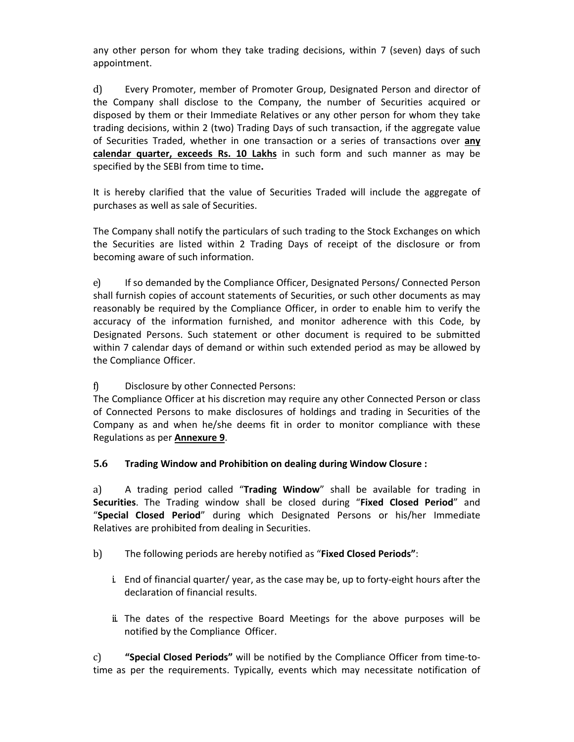any other person for whom they take trading decisions, within 7 (seven) days of such appointment.

d) Every Promoter, member of Promoter Group, Designated Person and director of the Company shall disclose to the Company, the number of Securities acquired or disposed by them or their Immediate Relatives or any other person for whom they take trading decisions, within 2 (two) Trading Days of such transaction, if the aggregate value of Securities Traded, whether in one transaction or a series of transactions over **any calendar quarter, exceeds Rs. 10 Lakhs** in such form and such manner as may be specified by the SEBI from time to time**.**

It is hereby clarified that the value of Securities Traded will include the aggregate of purchases as well as sale of Securities.

The Company shall notify the particulars of such trading to the Stock Exchanges on which the Securities are listed within 2 Trading Days of receipt of the disclosure or from becoming aware of such information.

e) If so demanded by the Compliance Officer, Designated Persons/ Connected Person shall furnish copies of account statements of Securities, or such other documents as may reasonably be required by the Compliance Officer, in order to enable him to verify the accuracy of the information furnished, and monitor adherence with this Code, by Designated Persons. Such statement or other document is required to be submitted within 7 calendar days of demand or within such extended period as may be allowed by the Compliance Officer.

f) Disclosure by other Connected Persons:
The Compliance Officer at his discretion may require any other Connected Person or class of Connected Persons to make disclosures of holdings and trading in Securities of the Company as and when he/she deems fit in order to monitor compliance with these Regulations as per **Annexure 9**.

### 5.6 Trading Window and Prohibition on dealing during Window Closure :

a) A trading period called "**Trading Window**" shall be available for trading in **Securities**. The Trading window shall be closed during "**Fixed Closed Period**" and "**Special Closed Period**" during which Designated Persons or his/her Immediate Relatives are prohibited from dealing in Securities.

b) The following periods are hereby notified as "**Fixed Closed Periods"**:

i. End of financial quarter/ year, as the case may be, up to forty-eight hours after the declaration of financial results.

ii. The dates of the respective Board Meetings for the above purposes will be notified by the Compliance Officer.

c) **"Special Closed Periods"** will be notified by the Compliance Officer from time-to-time as per the requirements. Typically, events which may necessitate notification of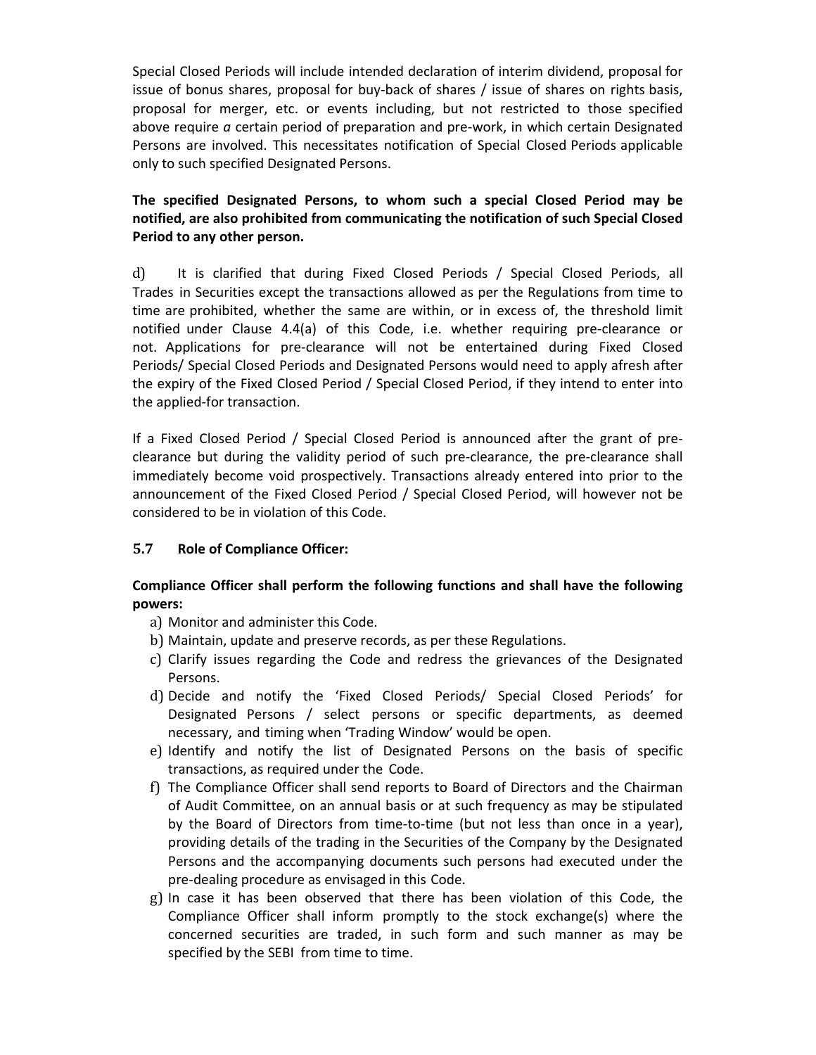Special Closed Periods will include intended declaration of interim dividend, proposal for issue of bonus shares, proposal for buy-back of shares / issue of shares on rights basis, proposal for merger, etc. or events including, but not restricted to those specified above require *a* certain period of preparation and pre-work, in which certain Designated Persons are involved. This necessitates notification of Special Closed Periods applicable only to such specified Designated Persons.

**The specified Designated Persons, to whom such a special Closed Period may be notified, are also prohibited from communicating the notification of such Special Closed Period to any other person.**

d) It is clarified that during Fixed Closed Periods / Special Closed Periods, all Trades in Securities except the transactions allowed as per the Regulations from time to time are prohibited, whether the same are within, or in excess of, the threshold limit notified under Clause 4.4(a) of this Code, i.e. whether requiring pre-clearance or not. Applications for pre-clearance will not be entertained during Fixed Closed Periods/ Special Closed Periods and Designated Persons would need to apply afresh after the expiry of the Fixed Closed Period / Special Closed Period, if they intend to enter into the applied-for transaction.

If a Fixed Closed Period / Special Closed Period is announced after the grant of pre-clearance but during the validity period of such pre-clearance, the pre-clearance shall immediately become void prospectively. Transactions already entered into prior to the announcement of the Fixed Closed Period / Special Closed Period, will however not be considered to be in violation of this Code.

### 5.7 Role of Compliance Officer:

**Compliance Officer shall perform the following functions and shall have the following powers:**

a) Monitor and administer this Code.
b) Maintain, update and preserve records, as per these Regulations.
c) Clarify issues regarding the Code and redress the grievances of the Designated Persons.
d) Decide and notify the 'Fixed Closed Periods/ Special Closed Periods' for Designated Persons / select persons or specific departments, as deemed necessary, and timing when 'Trading Window' would be open.
e) Identify and notify the list of Designated Persons on the basis of specific transactions, as required under the Code.
f) The Compliance Officer shall send reports to Board of Directors and the Chairman of Audit Committee, on an annual basis or at such frequency as may be stipulated by the Board of Directors from time-to-time (but not less than once in a year), providing details of the trading in the Securities of the Company by the Designated Persons and the accompanying documents such persons had executed under the pre-dealing procedure as envisaged in this Code.
g) In case it has been observed that there has been violation of this Code, the Compliance Officer shall inform promptly to the stock exchange(s) where the concerned securities are traded, in such form and such manner as may be specified by the SEBI from time to time.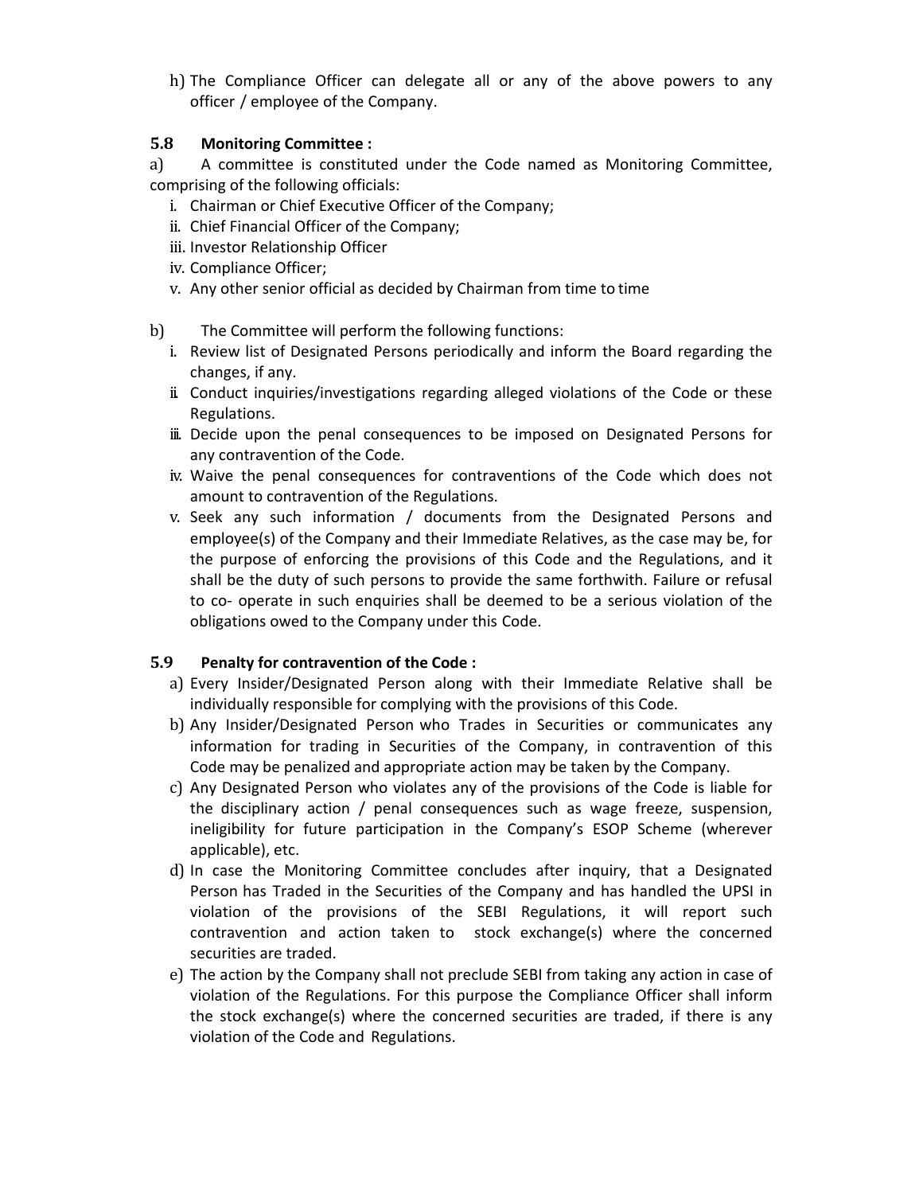h) The Compliance Officer can delegate all or any of the above powers to any officer / employee of the Company.

### 5.8 Monitoring Committee :

a) A committee is constituted under the Code named as Monitoring Committee, comprising of the following officials:

i. Chairman or Chief Executive Officer of the Company;
ii. Chief Financial Officer of the Company;
iii. Investor Relationship Officer
iv. Compliance Officer;
v. Any other senior official as decided by Chairman from time to time

b) The Committee will perform the following functions:

i. Review list of Designated Persons periodically and inform the Board regarding the changes, if any.
ii. Conduct inquiries/investigations regarding alleged violations of the Code or these Regulations.
iii. Decide upon the penal consequences to be imposed on Designated Persons for any contravention of the Code.
iv. Waive the penal consequences for contraventions of the Code which does not amount to contravention of the Regulations.
v. Seek any such information / documents from the Designated Persons and employee(s) of the Company and their Immediate Relatives, as the case may be, for the purpose of enforcing the provisions of this Code and the Regulations, and it shall be the duty of such persons to provide the same forthwith. Failure or refusal to co- operate in such enquiries shall be deemed to be a serious violation of the obligations owed to the Company under this Code.

### 5.9 Penalty for contravention of the Code :

a) Every Insider/Designated Person along with their Immediate Relative shall be individually responsible for complying with the provisions of this Code.
b) Any Insider/Designated Person who Trades in Securities or communicates any information for trading in Securities of the Company, in contravention of this Code may be penalized and appropriate action may be taken by the Company.
c) Any Designated Person who violates any of the provisions of the Code is liable for the disciplinary action / penal consequences such as wage freeze, suspension, ineligibility for future participation in the Company's ESOP Scheme (wherever applicable), etc.
d) In case the Monitoring Committee concludes after inquiry, that a Designated Person has Traded in the Securities of the Company and has handled the UPSI in violation of the provisions of the SEBI Regulations, it will report such contravention and action taken to stock exchange(s) where the concerned securities are traded.
e) The action by the Company shall not preclude SEBI from taking any action in case of violation of the Regulations. For this purpose the Compliance Officer shall inform the stock exchange(s) where the concerned securities are traded, if there is any violation of the Code and Regulations.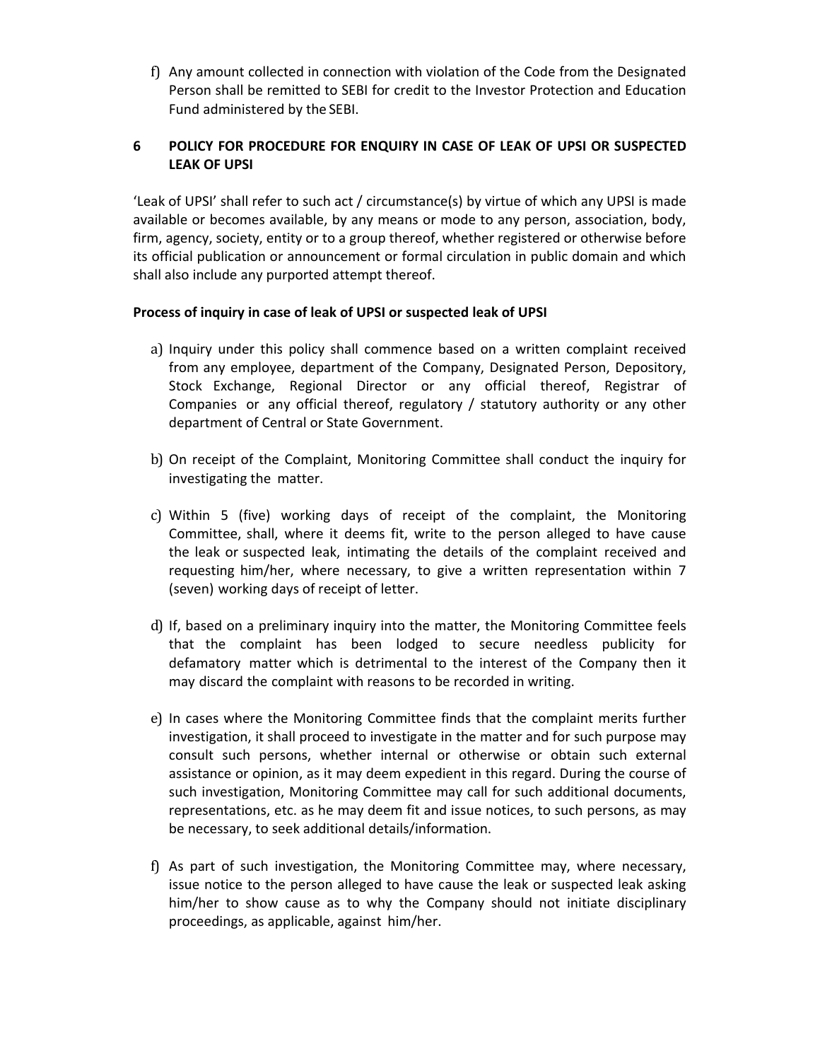f) Any amount collected in connection with violation of the Code from the Designated Person shall be remitted to SEBI for credit to the Investor Protection and Education Fund administered by the SEBI.

## 6 POLICY FOR PROCEDURE FOR ENQUIRY IN CASE OF LEAK OF UPSI OR SUSPECTED LEAK OF UPSI

'Leak of UPSI' shall refer to such act / circumstance(s) by virtue of which any UPSI is made available or becomes available, by any means or mode to any person, association, body, firm, agency, society, entity or to a group thereof, whether registered or otherwise before its official publication or announcement or formal circulation in public domain and which shall also include any purported attempt thereof.

**Process of inquiry in case of leak of UPSI or suspected leak of UPSI**

a) Inquiry under this policy shall commence based on a written complaint received from any employee, department of the Company, Designated Person, Depository, Stock Exchange, Regional Director or any official thereof, Registrar of Companies or any official thereof, regulatory / statutory authority or any other department of Central or State Government.

b) On receipt of the Complaint, Monitoring Committee shall conduct the inquiry for investigating the matter.

c) Within 5 (five) working days of receipt of the complaint, the Monitoring Committee, shall, where it deems fit, write to the person alleged to have cause the leak or suspected leak, intimating the details of the complaint received and requesting him/her, where necessary, to give a written representation within 7 (seven) working days of receipt of letter.

d) If, based on a preliminary inquiry into the matter, the Monitoring Committee feels that the complaint has been lodged to secure needless publicity for defamatory matter which is detrimental to the interest of the Company then it may discard the complaint with reasons to be recorded in writing.

e) In cases where the Monitoring Committee finds that the complaint merits further investigation, it shall proceed to investigate in the matter and for such purpose may consult such persons, whether internal or otherwise or obtain such external assistance or opinion, as it may deem expedient in this regard. During the course of such investigation, Monitoring Committee may call for such additional documents, representations, etc. as he may deem fit and issue notices, to such persons, as may be necessary, to seek additional details/information.

f) As part of such investigation, the Monitoring Committee may, where necessary, issue notice to the person alleged to have cause the leak or suspected leak asking him/her to show cause as to why the Company should not initiate disciplinary proceedings, as applicable, against him/her.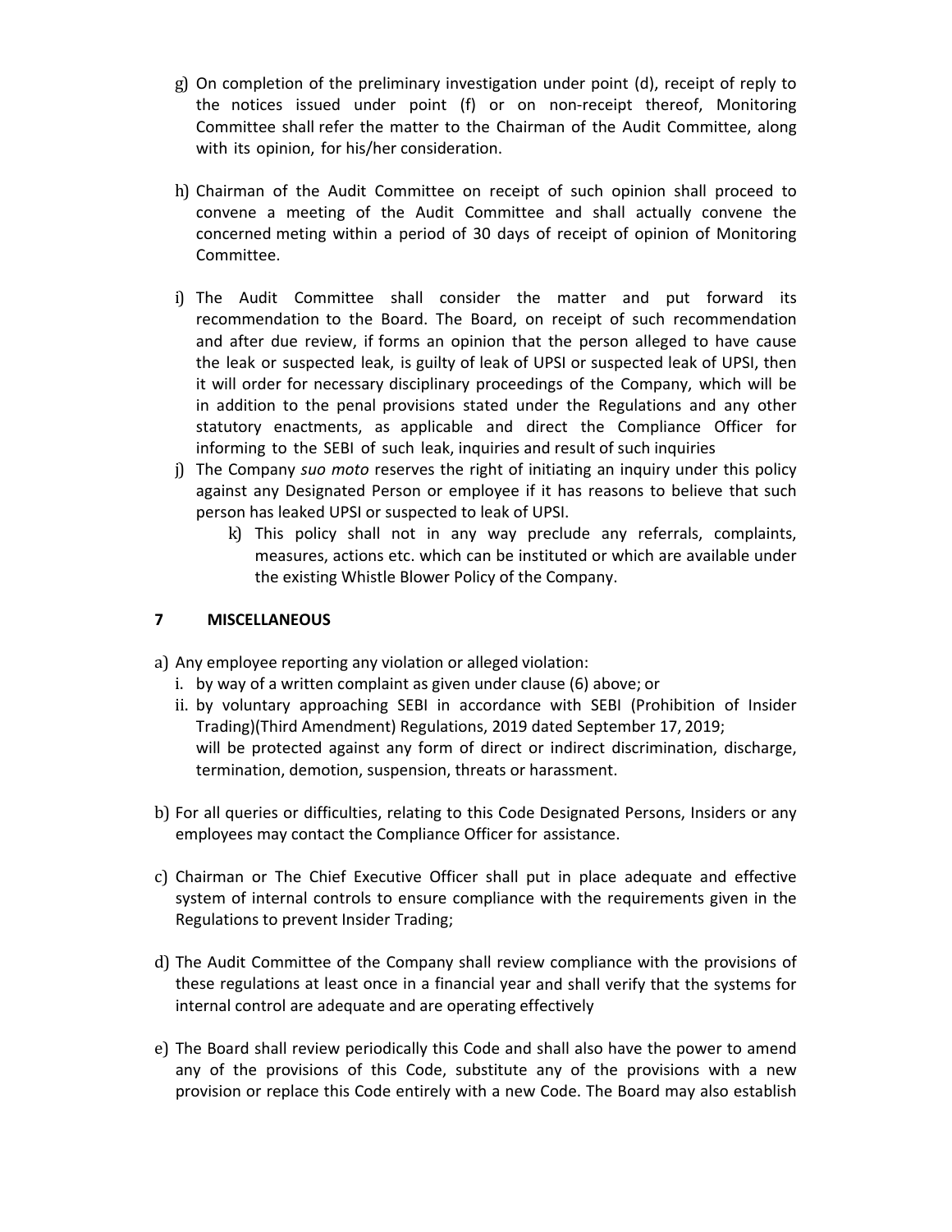g) On completion of the preliminary investigation under point (d), receipt of reply to the notices issued under point (f) or on non-receipt thereof, Monitoring Committee shall refer the matter to the Chairman of the Audit Committee, along with its opinion, for his/her consideration.

h) Chairman of the Audit Committee on receipt of such opinion shall proceed to convene a meeting of the Audit Committee and shall actually convene the concerned meting within a period of 30 days of receipt of opinion of Monitoring Committee.

i) The Audit Committee shall consider the matter and put forward its recommendation to the Board. The Board, on receipt of such recommendation and after due review, if forms an opinion that the person alleged to have cause the leak or suspected leak, is guilty of leak of UPSI or suspected leak of UPSI, then it will order for necessary disciplinary proceedings of the Company, which will be in addition to the penal provisions stated under the Regulations and any other statutory enactments, as applicable and direct the Compliance Officer for informing to the SEBI of such leak, inquiries and result of such inquiries

j) The Company *suo moto* reserves the right of initiating an inquiry under this policy against any Designated Person or employee if it has reasons to believe that such person has leaked UPSI or suspected to leak of UPSI.

k) This policy shall not in any way preclude any referrals, complaints, measures, actions etc. which can be instituted or which are available under the existing Whistle Blower Policy of the Company.

## 7 MISCELLANEOUS

a) Any employee reporting any violation or alleged violation:
   i. by way of a written complaint as given under clause (6) above; or
   ii. by voluntary approaching SEBI in accordance with SEBI (Prohibition of Insider Trading)(Third Amendment) Regulations, 2019 dated September 17, 2019;

   will be protected against any form of direct or indirect discrimination, discharge, termination, demotion, suspension, threats or harassment.

b) For all queries or difficulties, relating to this Code Designated Persons, Insiders or any employees may contact the Compliance Officer for assistance.

c) Chairman or The Chief Executive Officer shall put in place adequate and effective system of internal controls to ensure compliance with the requirements given in the Regulations to prevent Insider Trading;

d) The Audit Committee of the Company shall review compliance with the provisions of these regulations at least once in a financial year and shall verify that the systems for internal control are adequate and are operating effectively

e) The Board shall review periodically this Code and shall also have the power to amend any of the provisions of this Code, substitute any of the provisions with a new provision or replace this Code entirely with a new Code. The Board may also establish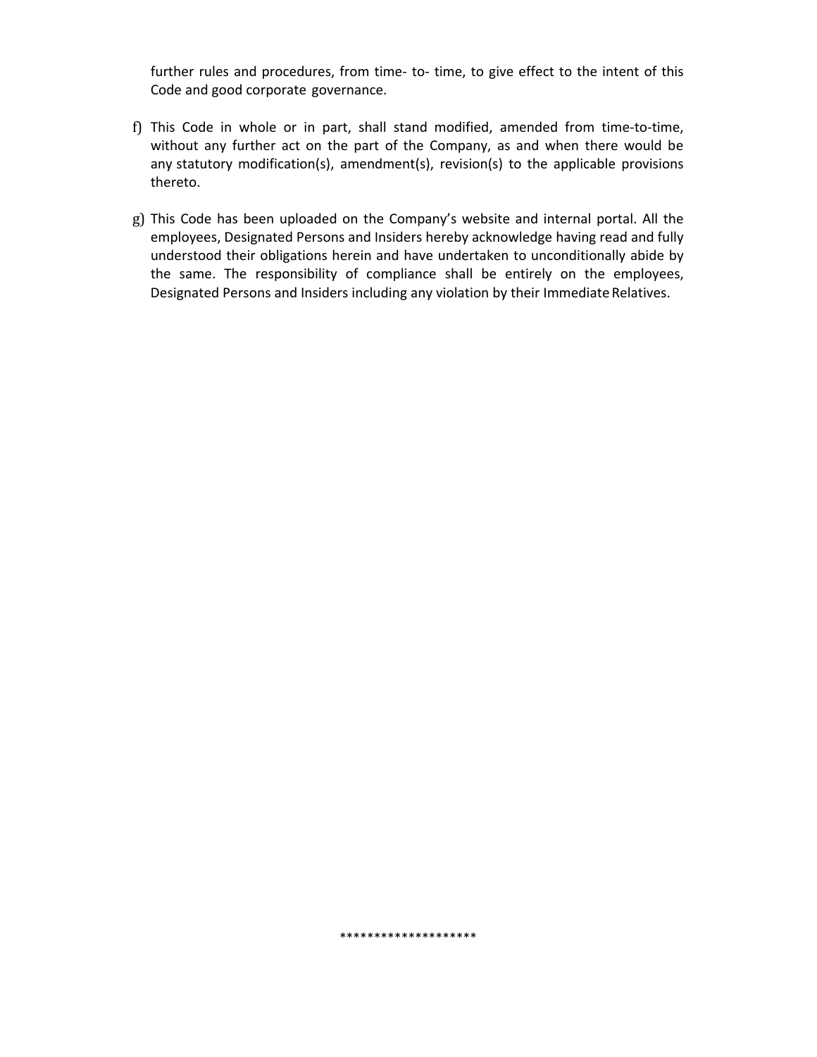further rules and procedures, from time- to- time, to give effect to the intent of this Code and good corporate governance.

f) This Code in whole or in part, shall stand modified, amended from time-to-time, without any further act on the part of the Company, as and when there would be any statutory modification(s), amendment(s), revision(s) to the applicable provisions thereto.

g) This Code has been uploaded on the Company's website and internal portal. All the employees, Designated Persons and Insiders hereby acknowledge having read and fully understood their obligations herein and have undertaken to unconditionally abide by the same. The responsibility of compliance shall be entirely on the employees, Designated Persons and Insiders including any violation by their Immediate Relatives.

********************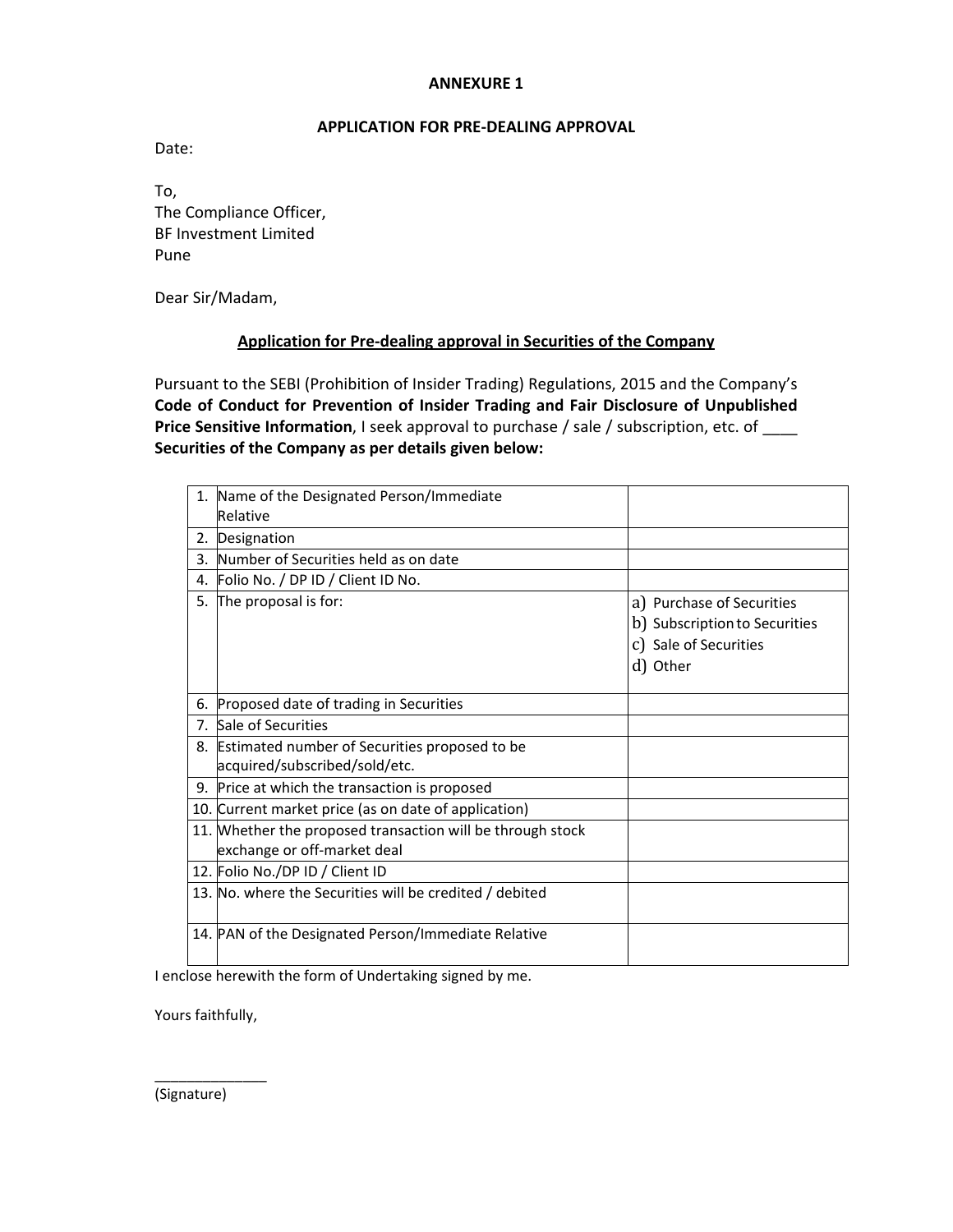**ANNEXURE 1**

**APPLICATION FOR PRE-DEALING APPROVAL**

Date:

To,
The Compliance Officer,
BF Investment Limited
Pune

Dear Sir/Madam,

**Application for Pre-dealing approval in Securities of the Company**

Pursuant to the SEBI (Prohibition of Insider Trading) Regulations, 2015 and the Company's **Code of Conduct for Prevention of Insider Trading and Fair Disclosure of Unpublished Price Sensitive Information**, I seek approval to purchase / sale / subscription, etc. of ____ **Securities of the Company as per details given below:**

| | | |
|---|---|---|
| 1. | Name of the Designated Person/Immediate Relative | |
| 2. | Designation | |
| 3. | Number of Securities held as on date | |
| 4. | Folio No. / DP ID / Client ID No. | |
| 5. | The proposal is for: | a) Purchase of Securities<br>b) Subscription to Securities<br>c) Sale of Securities<br>d) Other |
| 6. | Proposed date of trading in Securities | |
| 7. | Sale of Securities | |
| 8. | Estimated number of Securities proposed to be acquired/subscribed/sold/etc. | |
| 9. | Price at which the transaction is proposed | |
| 10. | Current market price (as on date of application) | |
| 11. | Whether the proposed transaction will be through stock exchange or off-market deal | |
| 12. | Folio No./DP ID / Client ID | |
| 13. | No. where the Securities will be credited / debited | |
| 14. | PAN of the Designated Person/Immediate Relative | |

I enclose herewith the form of Undertaking signed by me.

Yours faithfully,

______________
(Signature)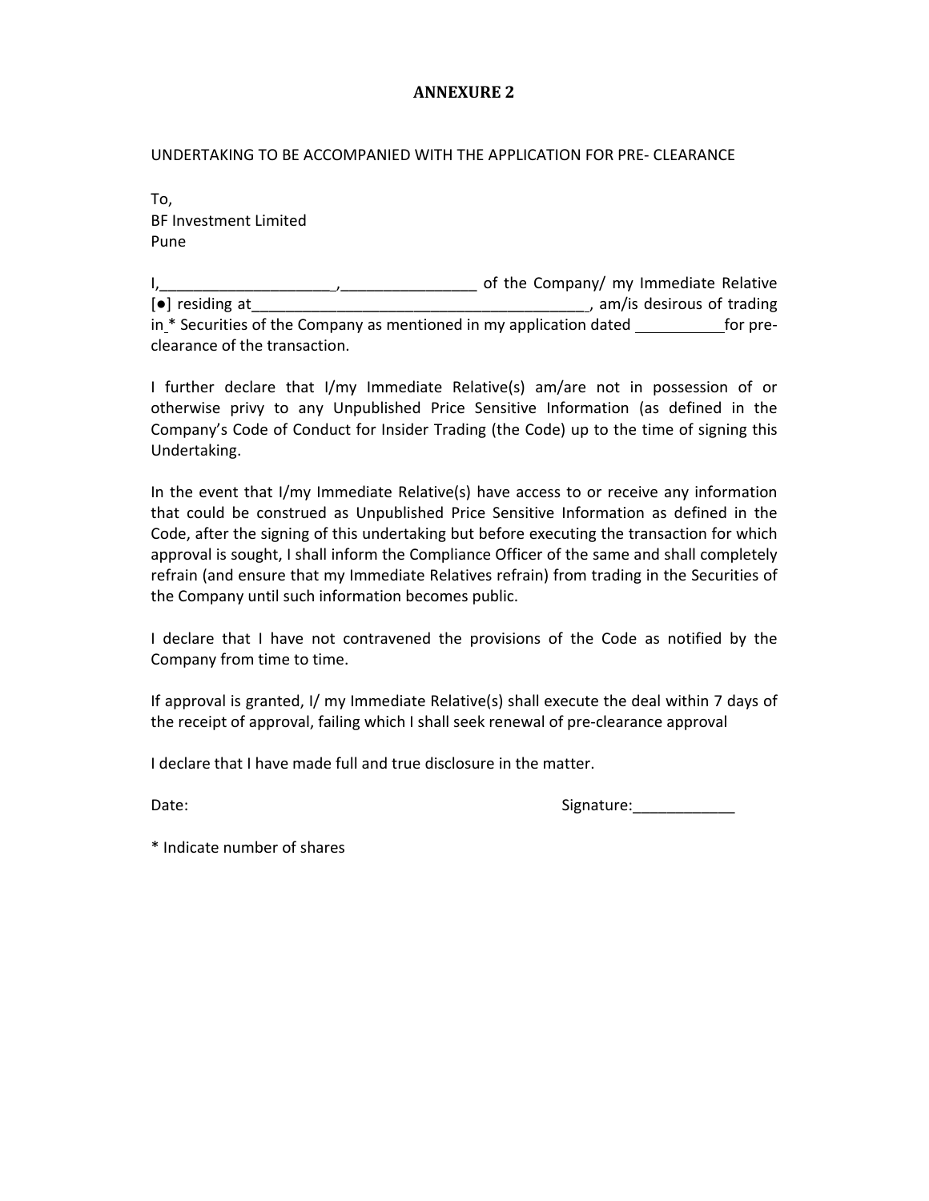# ANNEXURE 2

UNDERTAKING TO BE ACCOMPANIED WITH THE APPLICATION FOR PRE- CLEARANCE

To,
BF Investment Limited
Pune

I,____________________,________________ of the Company/ my Immediate Relative [●] residing at_______________________________________, am/is desirous of trading in * Securities of the Company as mentioned in my application dated __________for pre-clearance of the transaction.

I further declare that I/my Immediate Relative(s) am/are not in possession of or otherwise privy to any Unpublished Price Sensitive Information (as defined in the Company's Code of Conduct for Insider Trading (the Code) up to the time of signing this Undertaking.

In the event that I/my Immediate Relative(s) have access to or receive any information that could be construed as Unpublished Price Sensitive Information as defined in the Code, after the signing of this undertaking but before executing the transaction for which approval is sought, I shall inform the Compliance Officer of the same and shall completely refrain (and ensure that my Immediate Relatives refrain) from trading in the Securities of the Company until such information becomes public.

I declare that I have not contravened the provisions of the Code as notified by the Company from time to time.

If approval is granted, I/ my Immediate Relative(s) shall execute the deal within 7 days of the receipt of approval, failing which I shall seek renewal of pre-clearance approval

I declare that I have made full and true disclosure in the matter.

Date: Signature:____________

* Indicate number of shares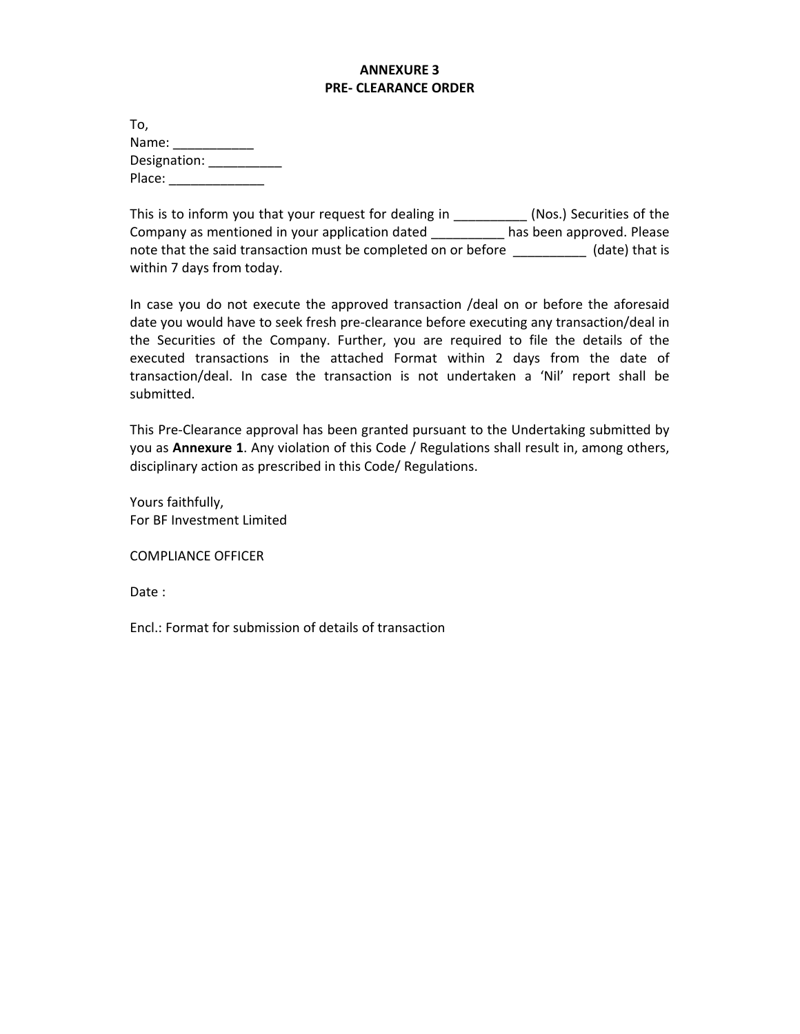**ANNEXURE 3**
**PRE- CLEARANCE ORDER**

To,
Name: ___________
Designation: __________
Place: _____________

This is to inform you that your request for dealing in __________ (Nos.) Securities of the Company as mentioned in your application dated __________ has been approved. Please note that the said transaction must be completed on or before __________ (date) that is within 7 days from today.

In case you do not execute the approved transaction /deal on or before the aforesaid date you would have to seek fresh pre-clearance before executing any transaction/deal in the Securities of the Company. Further, you are required to file the details of the executed transactions in the attached Format within 2 days from the date of transaction/deal. In case the transaction is not undertaken a 'Nil' report shall be submitted.

This Pre-Clearance approval has been granted pursuant to the Undertaking submitted by you as **Annexure 1**. Any violation of this Code / Regulations shall result in, among others, disciplinary action as prescribed in this Code/ Regulations.

Yours faithfully,
For BF Investment Limited

COMPLIANCE OFFICER

Date :

Encl.: Format for submission of details of transaction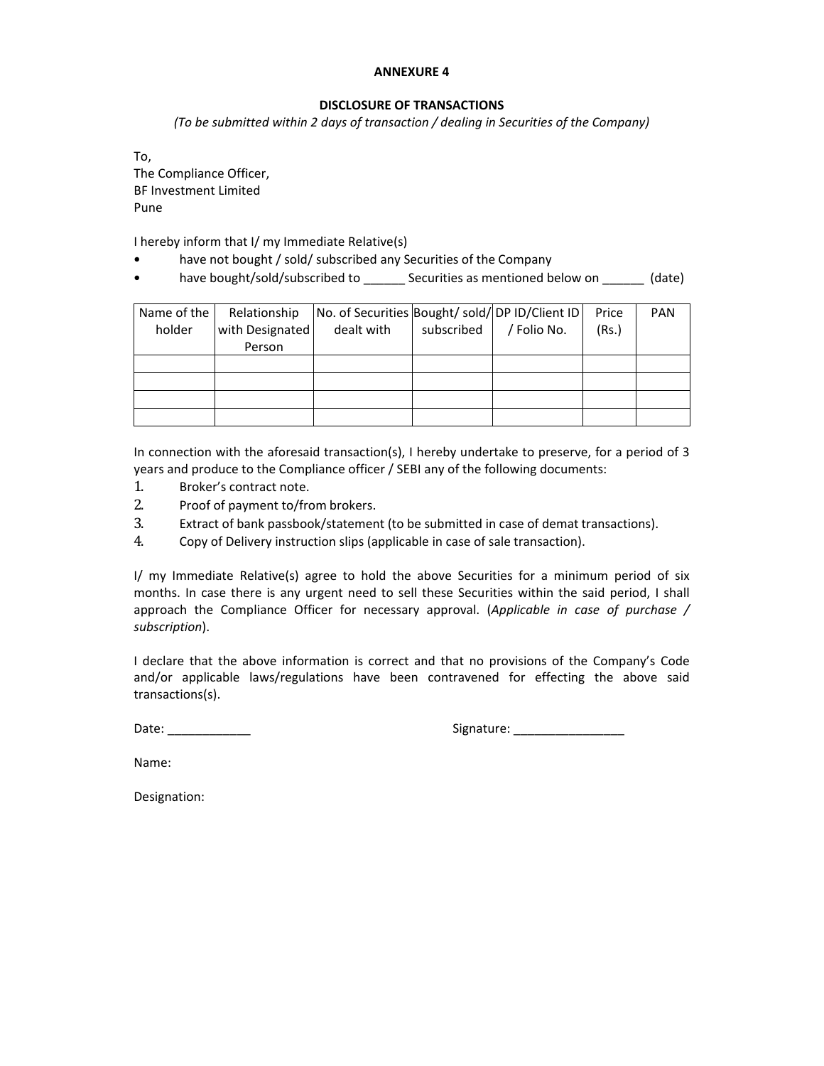# ANNEXURE 4

## DISCLOSURE OF TRANSACTIONS

*(To be submitted within 2 days of transaction / dealing in Securities of the Company)*

To,
The Compliance Officer,
BF Investment Limited
Pune

I hereby inform that I/ my Immediate Relative(s)

- have not bought / sold/ subscribed any Securities of the Company
- have bought/sold/subscribed to ______ Securities as mentioned below on ______ (date)

| Name of the holder | Relationship with Designated Person | No. of Securities dealt with | Bought/ sold/ subscribed | DP ID/Client ID / Folio No. | Price (Rs.) | PAN |
|---|---|---|---|---|---|---|
| | | | | | | |
| | | | | | | |
| | | | | | | |
| | | | | | | |

In connection with the aforesaid transaction(s), I hereby undertake to preserve, for a period of 3 years and produce to the Compliance officer / SEBI any of the following documents:

1. Broker's contract note.
2. Proof of payment to/from brokers.
3. Extract of bank passbook/statement (to be submitted in case of demat transactions).
4. Copy of Delivery instruction slips (applicable in case of sale transaction).

I/ my Immediate Relative(s) agree to hold the above Securities for a minimum period of six months. In case there is any urgent need to sell these Securities within the said period, I shall approach the Compliance Officer for necessary approval. (*Applicable in case of purchase / subscription*).

I declare that the above information is correct and that no provisions of the Company's Code and/or applicable laws/regulations have been contravened for effecting the above said transactions(s).

Date: ____________ Signature: ________________

Name:

Designation: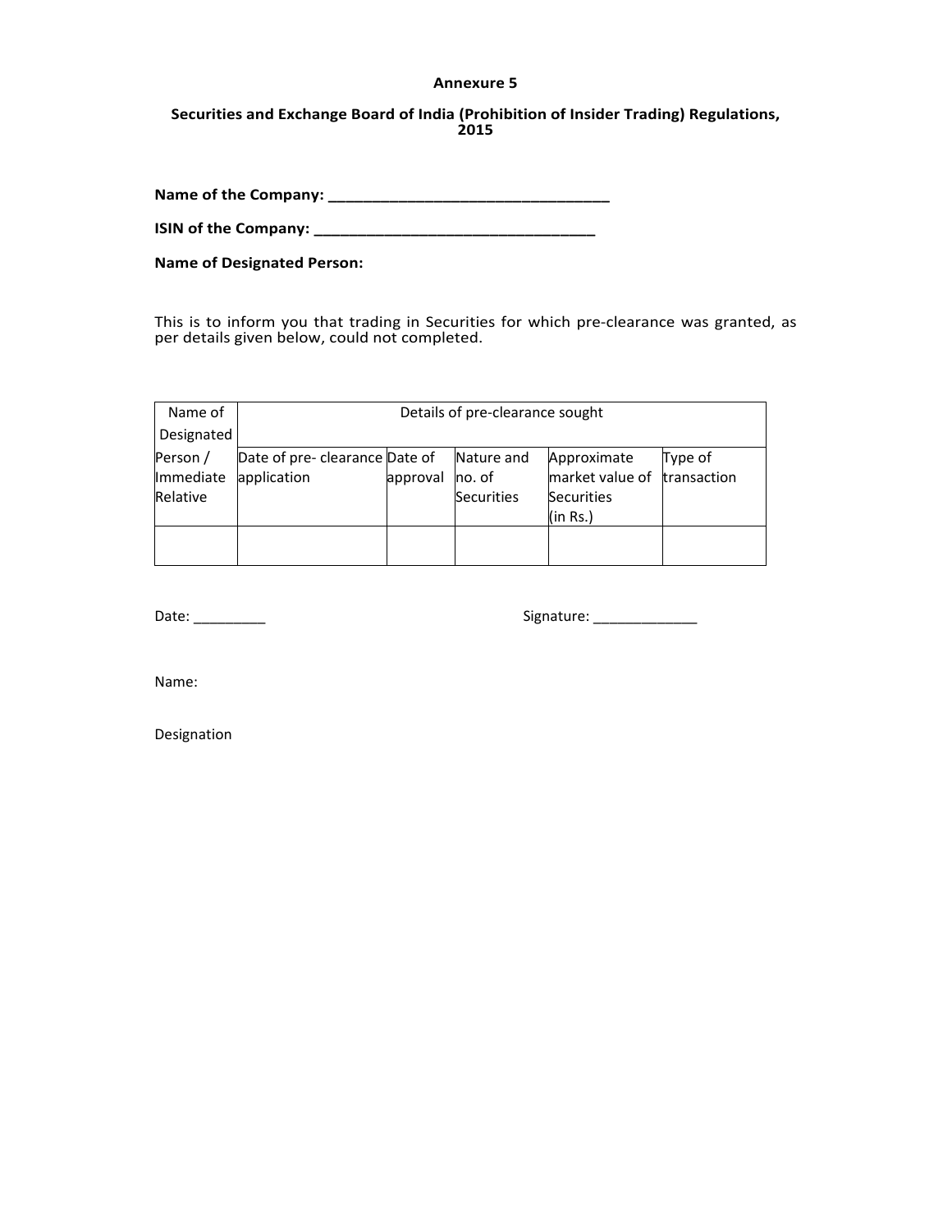**Annexure 5**

**Securities and Exchange Board of India (Prohibition of Insider Trading) Regulations, 2015**

**Name of the Company: ________________________________**

**ISIN of the Company: ________________________________**

**Name of Designated Person:**

This is to inform you that trading in Securities for which pre-clearance was granted, as per details given below, could not completed.

| Name of Designated Person / Immediate Relative | Details of pre-clearance sought | | | | |
|---|---|---|---|---|---|
| | Date of pre- clearance application | Date of approval | Nature and no. of Securities | Approximate market value of Securities (in Rs.) | Type of transaction |
| | | | | | |

Date: _________ Signature: _____________

Name:

Designation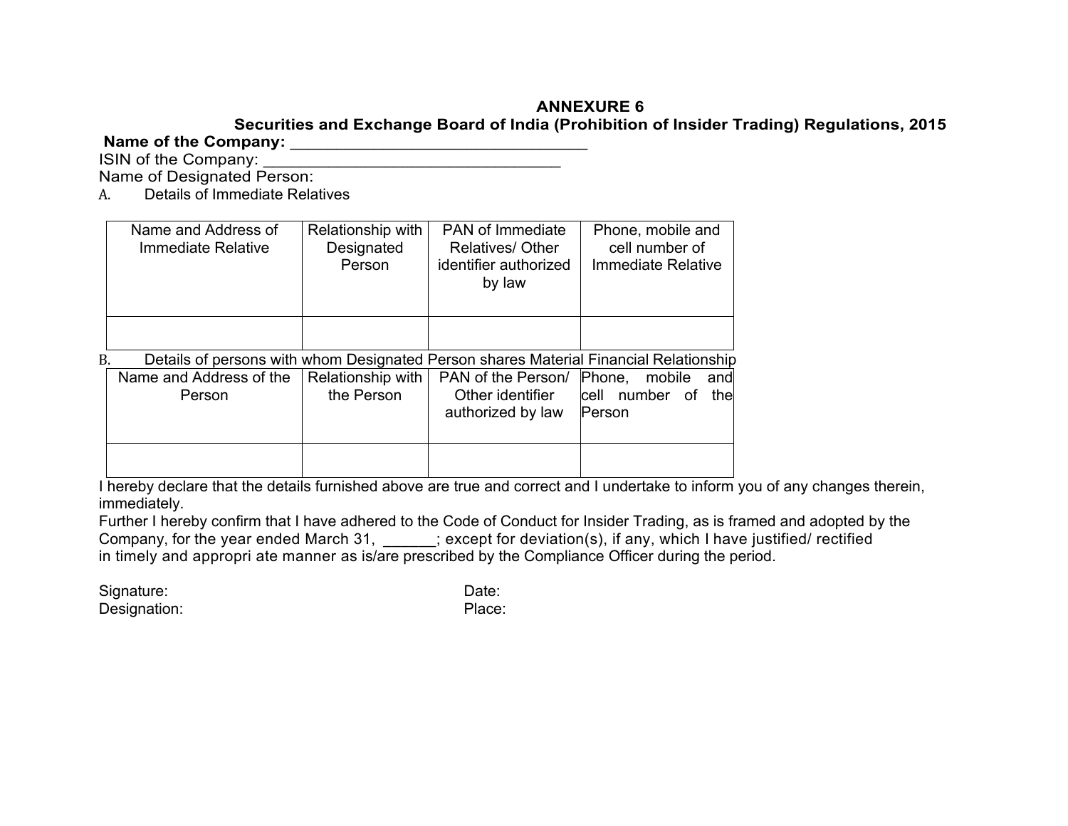# ANNEXURE 6

## Securities and Exchange Board of India (Prohibition of Insider Trading) Regulations, 2015

**Name of the Company: \_\_\_\_\_\_\_\_\_\_\_\_\_\_\_\_\_\_\_\_\_\_\_\_\_\_\_\_\_\_\_\_**

ISIN of the Company: \_\_\_\_\_\_\_\_\_\_\_\_\_\_\_\_\_\_\_\_\_\_\_\_\_\_\_\_\_\_\_\_

Name of Designated Person:

A. Details of Immediate Relatives

| Name and Address of Immediate Relative | Relationship with Designated Person | PAN of Immediate Relatives/ Other identifier authorized by law | Phone, mobile and cell number of Immediate Relative |
|---|---|---|---|
| | | | |

B. Details of persons with whom Designated Person shares Material Financial Relationship

| Name and Address of the Person | Relationship with the Person | PAN of the Person/ Other identifier authorized by law | Phone, mobile and cell number of the Person |
|---|---|---|---|
| | | | |

I hereby declare that the details furnished above are true and correct and I undertake to inform you of any changes therein, immediately.

Further I hereby confirm that I have adhered to the Code of Conduct for Insider Trading, as is framed and adopted by the Company, for the year ended March 31, \_\_\_\_\_\_; except for deviation(s), if any, which I have justified/ rectified in timely and appropri ate manner as is/are prescribed by the Compliance Officer during the period.

Signature: Date:

Designation: Place: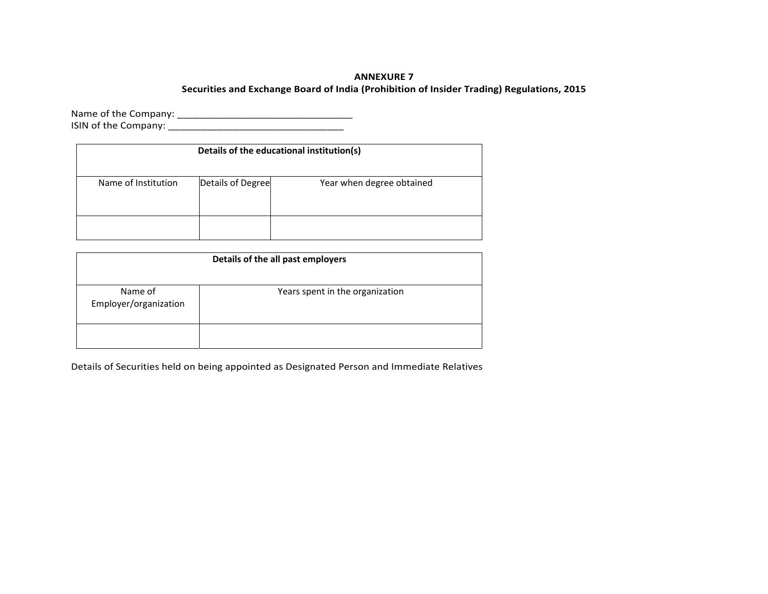**ANNEXURE 7**

**Securities and Exchange Board of India (Prohibition of Insider Trading) Regulations, 2015**

Name of the Company: _________________________________

ISIN of the Company: _________________________________

| **Details of the educational institution(s)** | | |
|---|---|---|
| Name of Institution | Details of Degree | Year when degree obtained |
| | | |

| **Details of the all past employers** | |
|---|---|
| Name of Employer/organization | Years spent in the organization |
| | |

Details of Securities held on being appointed as Designated Person and Immediate Relatives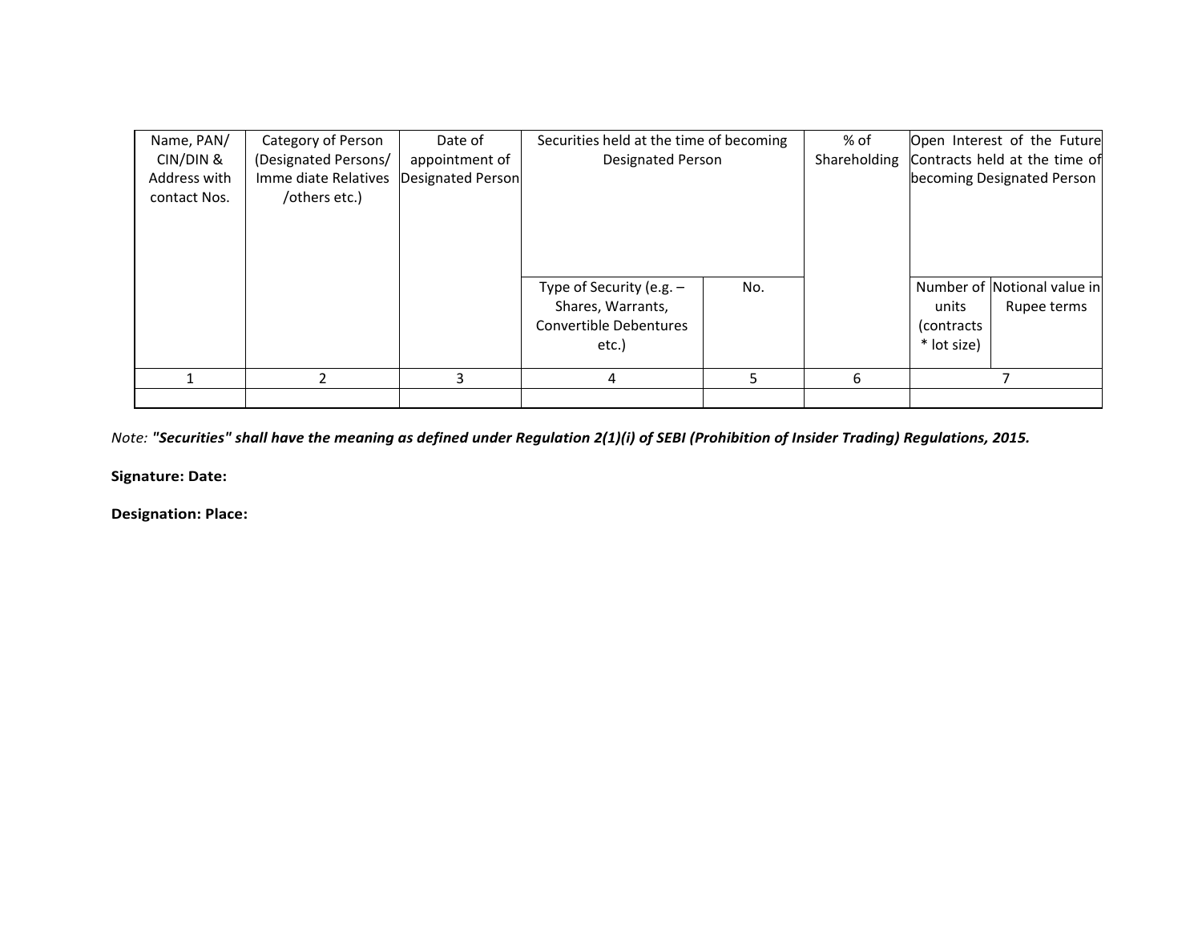| Name, PAN/ CIN/DIN & Address with contact Nos. | Category of Person (Designated Persons/ Imme diate Relatives /others etc.) | Date of appointment of Designated Person | Securities held at the time of becoming Designated Person | | % of Shareholding | Open Interest of the Future Contracts held at the time of becoming Designated Person | |
|---|---|---|---|---|---|---|---|
| | | | Type of Security (e.g. – Shares, Warrants, Convertible Debentures etc.) | No. | | Number of units (contracts * lot size) | Notional value in Rupee terms |
| 1 | 2 | 3 | 4 | 5 | 6 | 7 | |
| | | | | | | | |

*Note:* ***"Securities" shall have the meaning as defined under Regulation 2(1)(i) of SEBI (Prohibition of Insider Trading) Regulations, 2015.***

**Signature: Date:**

**Designation: Place:**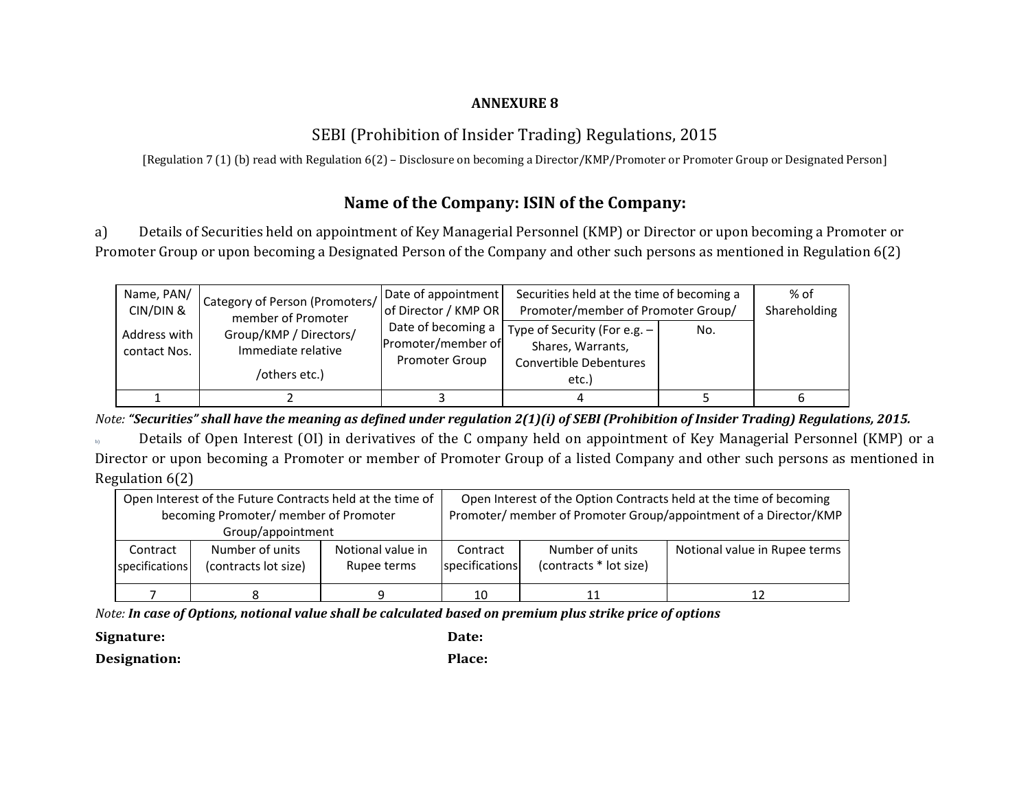**ANNEXURE 8**

SEBI (Prohibition of Insider Trading) Regulations, 2015

[Regulation 7 (1) (b) read with Regulation 6(2) – Disclosure on becoming a Director/KMP/Promoter or Promoter Group or Designated Person]

## Name of the Company: ISIN of the Company:

a) Details of Securities held on appointment of Key Managerial Personnel (KMP) or Director or upon becoming a Promoter or Promoter Group or upon becoming a Designated Person of the Company and other such persons as mentioned in Regulation 6(2)

| Name, PAN/ CIN/DIN & Address with contact Nos. | Category of Person (Promoters/ member of Promoter Group/KMP / Directors/ Immediate relative /others etc.) | Date of appointment of Director / KMP OR Date of becoming a Promoter/member of Promoter Group | Securities held at the time of becoming a Promoter/member of Promoter Group/ | | % of Shareholding |
|---|---|---|---|---|---|
| | | | Type of Security (For e.g. – Shares, Warrants, Convertible Debentures etc.) | No. | |
| 1 | 2 | 3 | 4 | 5 | 6 |

*Note:* ***"Securities" shall have the meaning as defined under regulation 2(1)(i) of SEBI (Prohibition of Insider Trading) Regulations, 2015.***

b) Details of Open Interest (OI) in derivatives of the C ompany held on appointment of Key Managerial Personnel (KMP) or a Director or upon becoming a Promoter or member of Promoter Group of a listed Company and other such persons as mentioned in Regulation 6(2)

| Open Interest of the Future Contracts held at the time of becoming Promoter/ member of Promoter Group/appointment | | | Open Interest of the Option Contracts held at the time of becoming Promoter/ member of Promoter Group/appointment of a Director/KMP | | |
|---|---|---|---|---|---|
| Contract specifications | Number of units (contracts lot size) | Notional value in Rupee terms | Contract specifications | Number of units (contracts * lot size) | Notional value in Rupee terms |
| 7 | 8 | 9 | 10 | 11 | 12 |

*Note:* ***In case of Options, notional value shall be calculated based on premium plus strike price of options***

**Signature:** **Date:**

**Designation:** **Place:**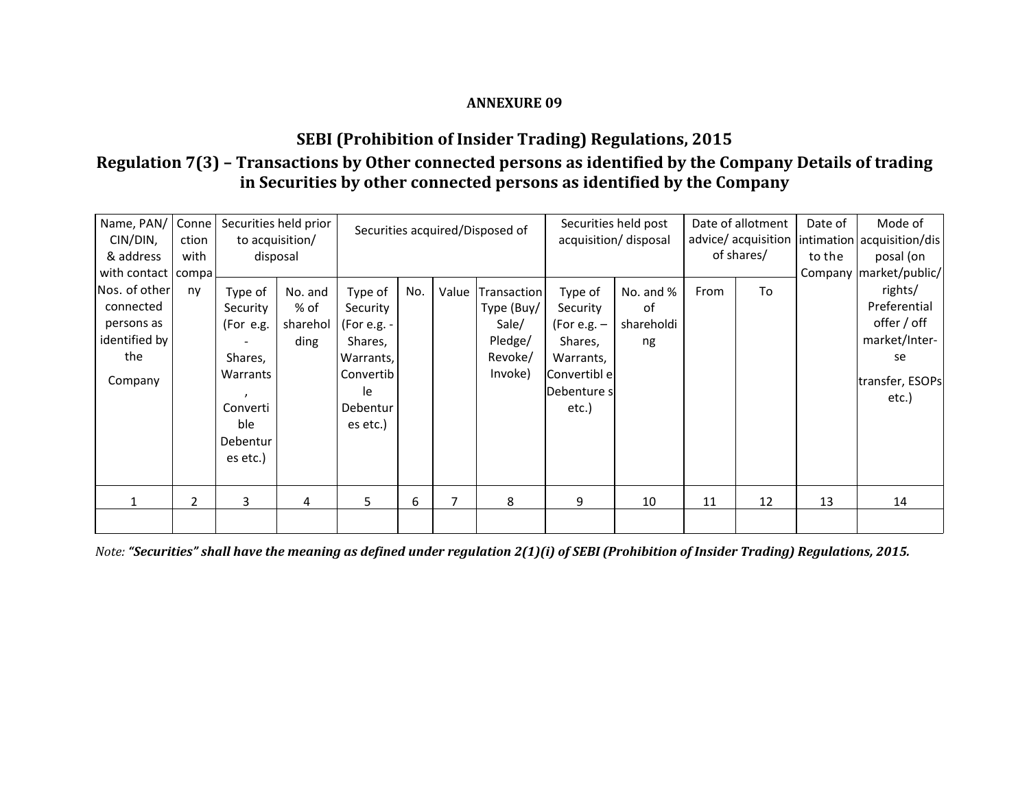**ANNEXURE 09**

## SEBI (Prohibition of Insider Trading) Regulations, 2015

## Regulation 7(3) – Transactions by Other connected persons as identified by the Company Details of trading in Securities by other connected persons as identified by the Company

| Name, PAN/ CIN/DIN, & address with contact Nos. of other connected persons as identified by the Company | Connection with company | Securities held prior to acquisition/ disposal | | Securities acquired/Disposed of | | | | Securities held post acquisition/ disposal | | Date of allotment advice/ acquisition of shares/ | | Date of intimation to the Company | Mode of acquisition/disposal (on market/public/ rights/ Preferential offer / off market/Inter-se transfer, ESOPs etc.) |
|---|---|---|---|---|---|---|---|---|---|---|---|---|---|
| | | Type of Security (For e.g. - Shares, Warrants, Convertible Debentures etc.) | No. and % of shareholding | Type of Security (For e.g. - Shares, Warrants, Convertible Debentures etc.) | No. | Value | Transaction Type (Buy/ Sale/ Pledge/ Revoke/ Invoke) | Type of Security (For e.g. – Shares, Warrants, Convertible Debentures etc.) | No. and % of shareholding | From | To | | |
| 1 | 2 | 3 | 4 | 5 | 6 | 7 | 8 | 9 | 10 | 11 | 12 | 13 | 14 |
| | | | | | | | | | | | | | |

*Note: **"Securities" shall have the meaning as defined under regulation 2(1)(i) of SEBI (Prohibition of Insider Trading) Regulations, 2015.***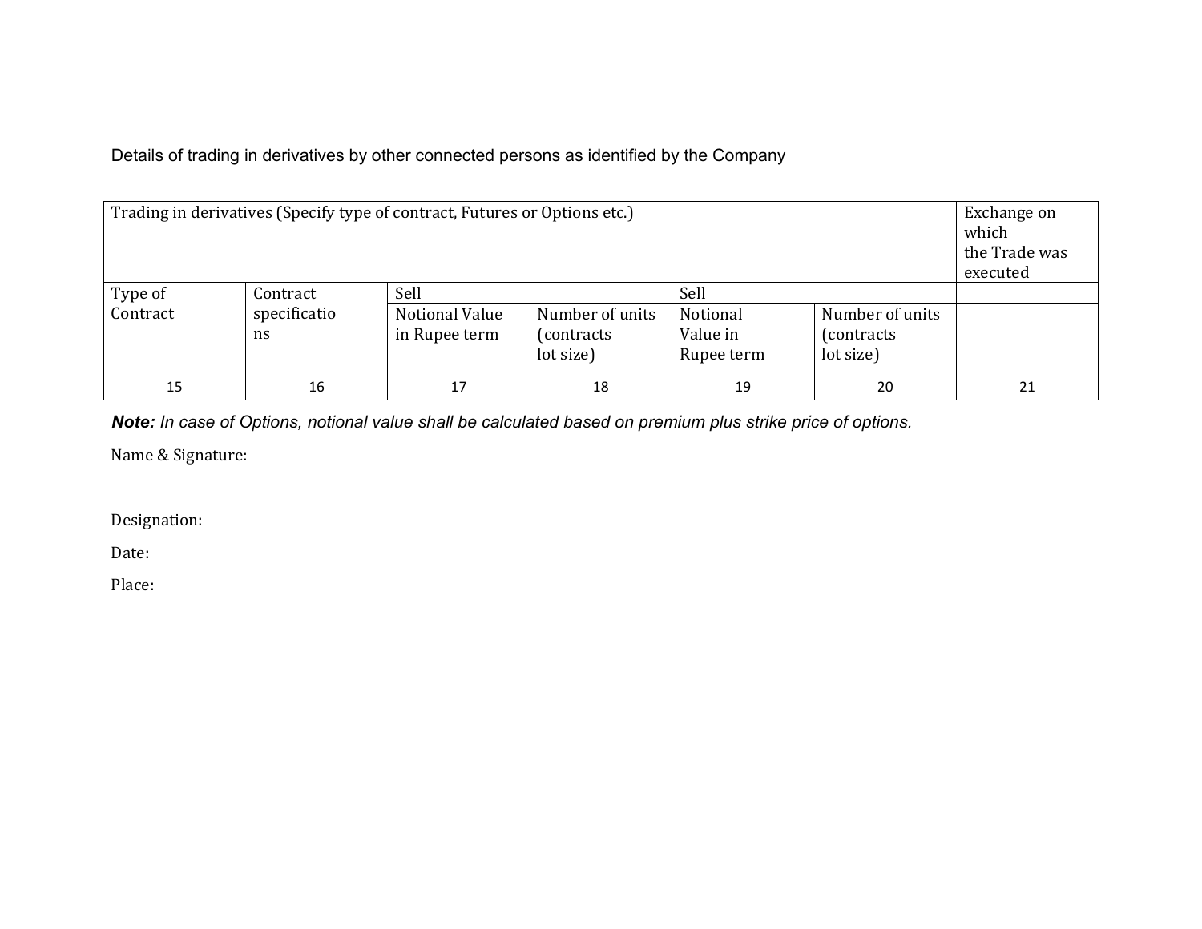Details of trading in derivatives by other connected persons as identified by the Company

| Trading in derivatives (Specify type of contract, Futures or Options etc.) | | | | | | Exchange on which the Trade was executed |
|---|---|---|---|---|---|---|
| Type of Contract | Contract specifications | Sell | | Sell | | |
| | | Notional Value in Rupee term | Number of units (contracts lot size) | Notional Value in Rupee term | Number of units (contracts lot size) | |
| 15 | 16 | 17 | 18 | 19 | 20 | 21 |

***Note:*** *In case of Options, notional value shall be calculated based on premium plus strike price of options.*

Name & Signature:

Designation:

Date:

Place: